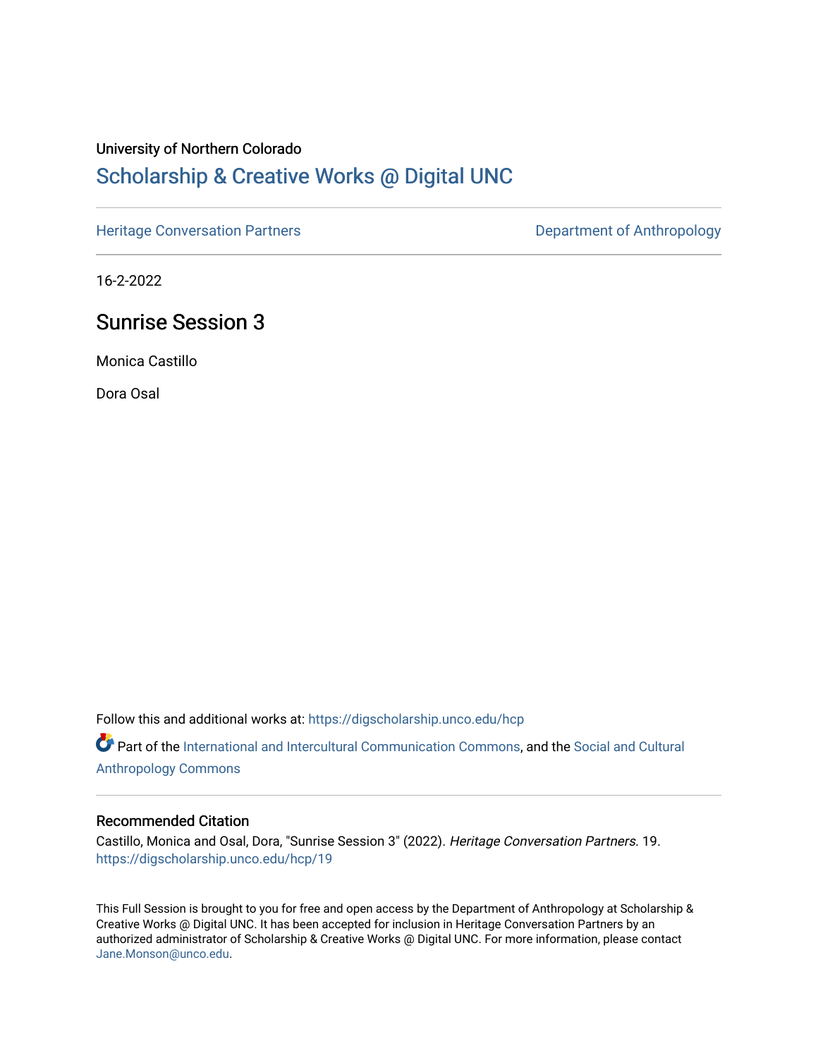University of Northern Colorado

## Scholarship & Creative Works @ Digital UNC

Heritage Conversation Partners | Department of Anthropology

16-2-2022

# Sunrise Session 3

Monica Castillo

Dora Osal

Follow this and additional works at: https://digscholarship.unco.edu/hcp

Part of the International and Intercultural Communication Commons, and the Social and Cultural Anthropology Commons

### Recommended Citation

Castillo, Monica and Osal, Dora, "Sunrise Session 3" (2022). *Heritage Conversation Partners*. 19. https://digscholarship.unco.edu/hcp/19

This Full Session is brought to you for free and open access by the Department of Anthropology at Scholarship & Creative Works @ Digital UNC. It has been accepted for inclusion in Heritage Conversation Partners by an authorized administrator of Scholarship & Creative Works @ Digital UNC. For more information, please contact Jane.Monson@unco.edu.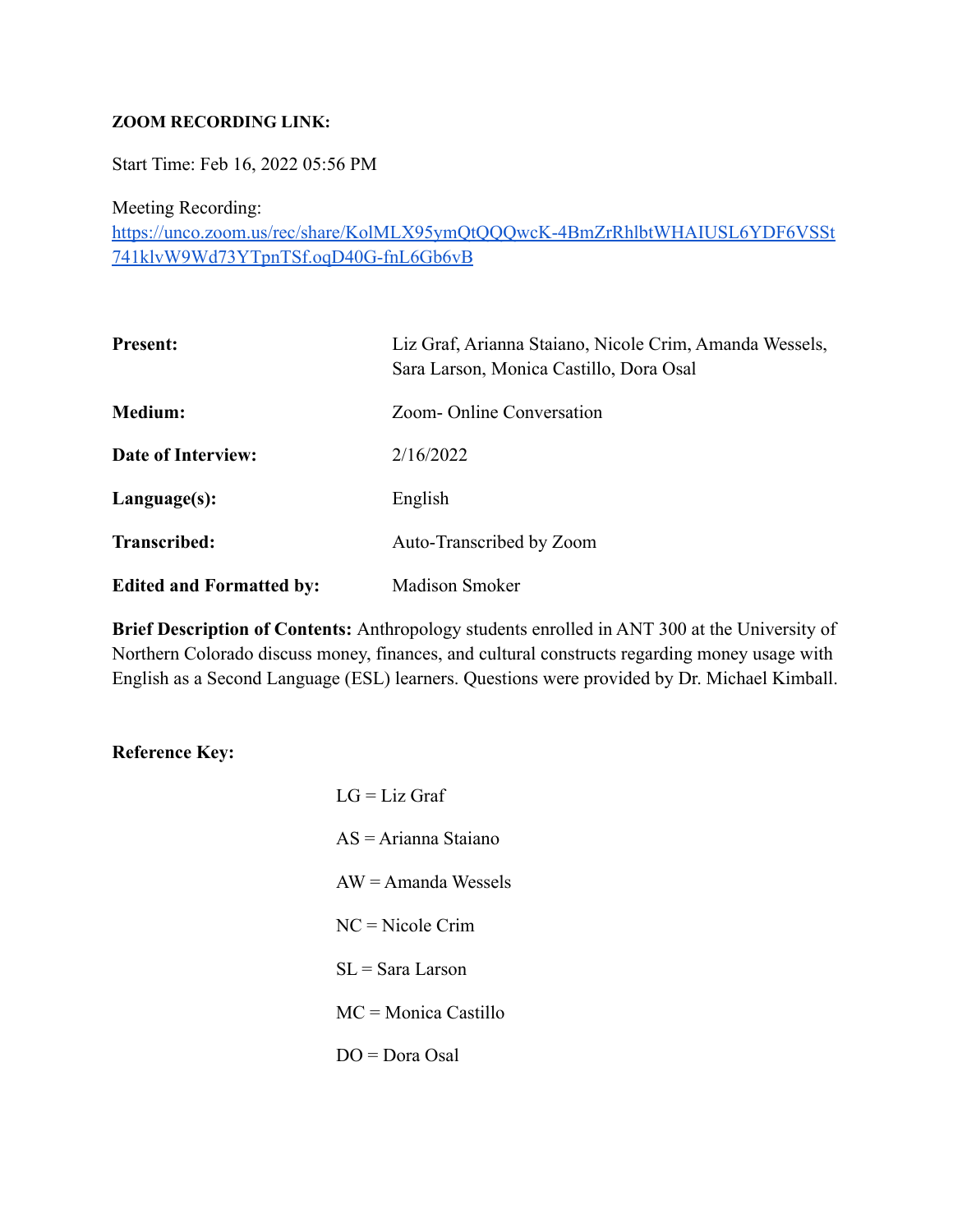**ZOOM RECORDING LINK:**

Start Time: Feb 16, 2022 05:56 PM

Meeting Recording:
[https://unco.zoom.us/rec/share/KolMLX95ymQtQQQwcK-4BmZrRhlbtWHAIUSL6YDF6VSSt741klvW9Wd73YTpnTSf.oqD40G-fnL6Gb6vB](https://unco.zoom.us/rec/share/KolMLX95ymQtQQQwcK-4BmZrRhlbtWHAIUSL6YDF6VSSt741klvW9Wd73YTpnTSf.oqD40G-fnL6Gb6vB)

| | |
|---|---|
| **Present:** | Liz Graf, Arianna Staiano, Nicole Crim, Amanda Wessels, Sara Larson, Monica Castillo, Dora Osal |
| **Medium:** | Zoom- Online Conversation |
| **Date of Interview:** | 2/16/2022 |
| **Language(s):** | English |
| **Transcribed:** | Auto-Transcribed by Zoom |
| **Edited and Formatted by:** | Madison Smoker |

**Brief Description of Contents:** Anthropology students enrolled in ANT 300 at the University of Northern Colorado discuss money, finances, and cultural constructs regarding money usage with English as a Second Language (ESL) learners. Questions were provided by Dr. Michael Kimball.

**Reference Key:**

LG = Liz Graf

AS = Arianna Staiano

AW = Amanda Wessels

NC = Nicole Crim

SL = Sara Larson

MC = Monica Castillo

DO = Dora Osal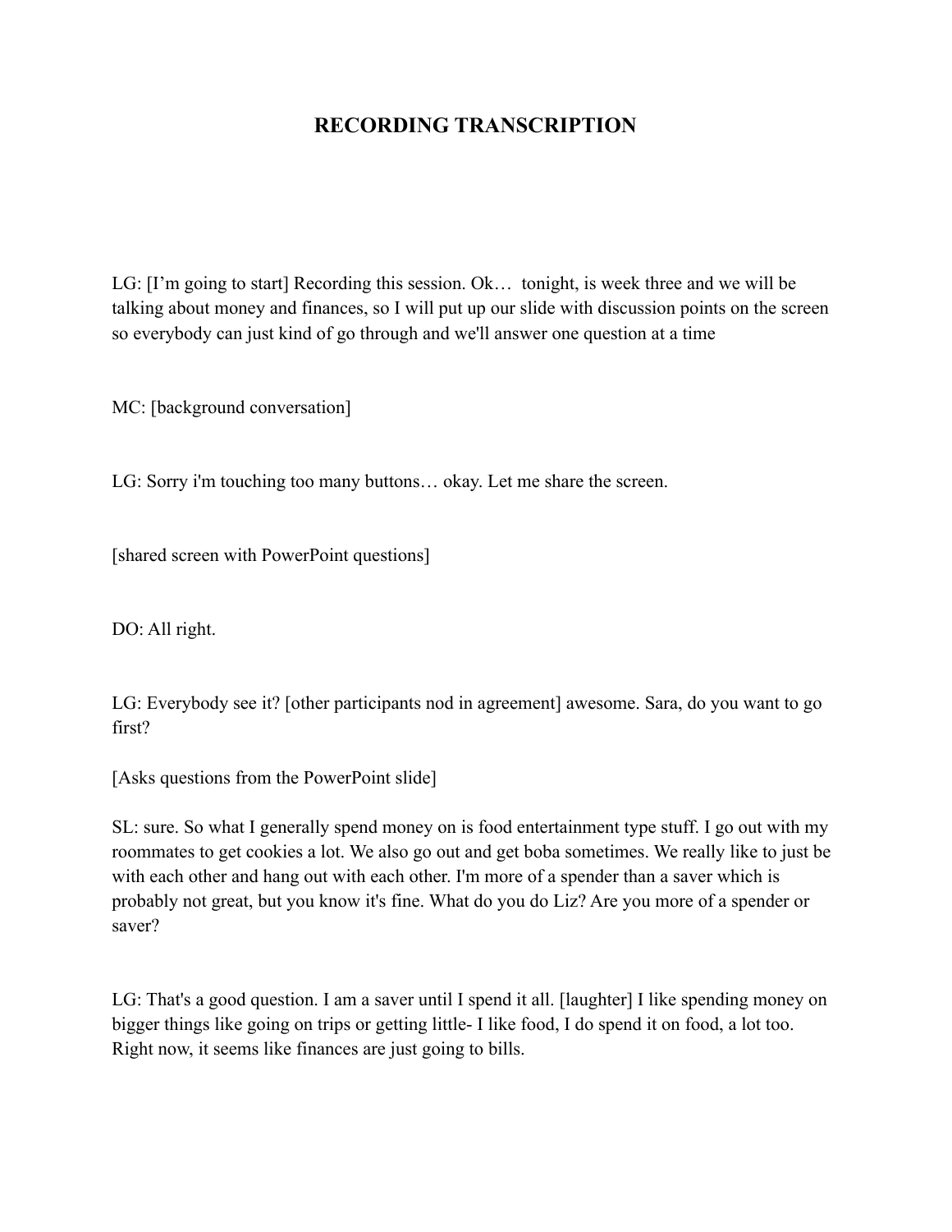# RECORDING TRANSCRIPTION

LG: [I'm going to start] Recording this session. Ok… tonight, is week three and we will be talking about money and finances, so I will put up our slide with discussion points on the screen so everybody can just kind of go through and we'll answer one question at a time

MC: [background conversation]

LG: Sorry i'm touching too many buttons… okay. Let me share the screen.

[shared screen with PowerPoint questions]

DO: All right.

LG: Everybody see it? [other participants nod in agreement] awesome. Sara, do you want to go first?

[Asks questions from the PowerPoint slide]

SL: sure. So what I generally spend money on is food entertainment type stuff. I go out with my roommates to get cookies a lot. We also go out and get boba sometimes. We really like to just be with each other and hang out with each other. I'm more of a spender than a saver which is probably not great, but you know it's fine. What do you do Liz? Are you more of a spender or saver?

LG: That's a good question. I am a saver until I spend it all. [laughter] I like spending money on bigger things like going on trips or getting little- I like food, I do spend it on food, a lot too. Right now, it seems like finances are just going to bills.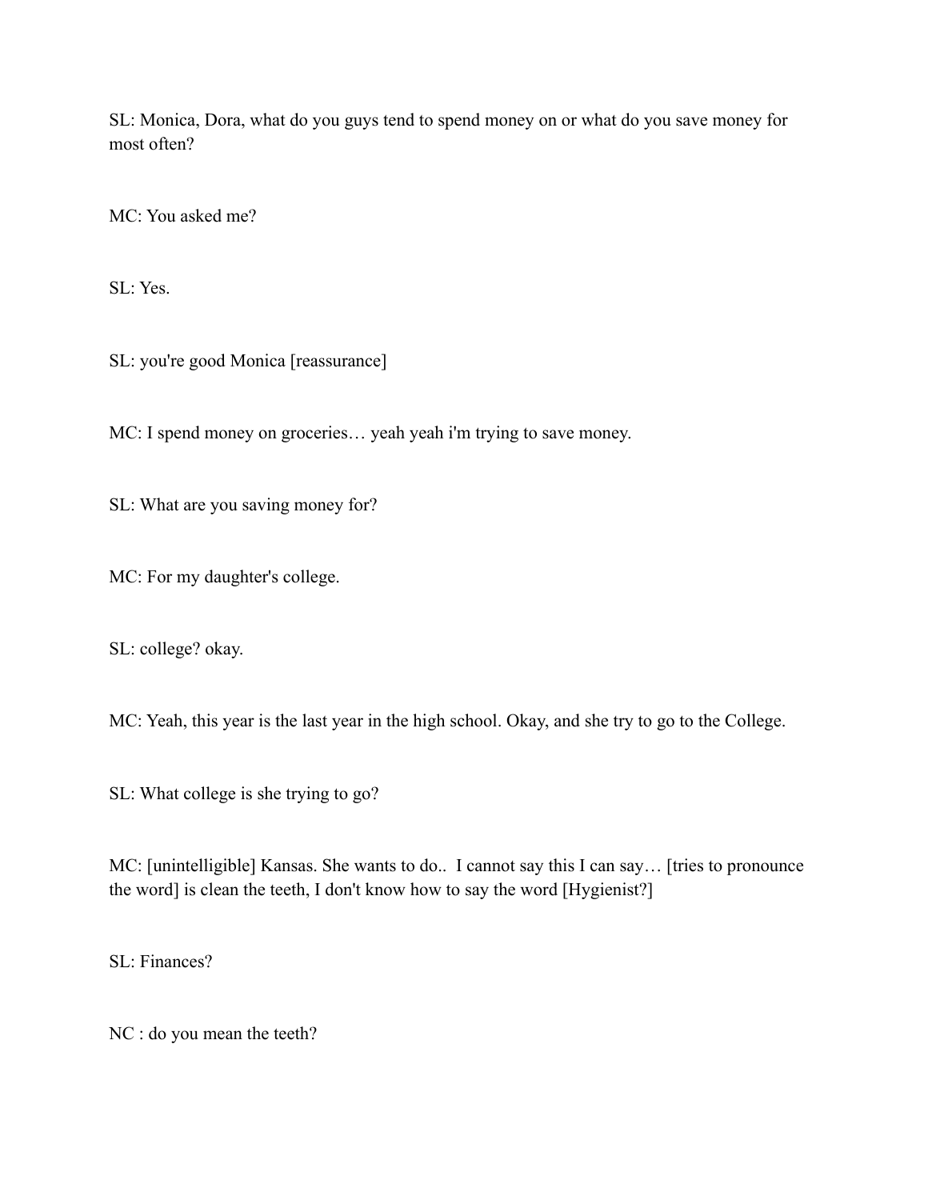SL: Monica, Dora, what do you guys tend to spend money on or what do you save money for most often?

MC: You asked me?

SL: Yes.

SL: you're good Monica [reassurance]

MC: I spend money on groceries… yeah yeah i'm trying to save money.

SL: What are you saving money for?

MC: For my daughter's college.

SL: college? okay.

MC: Yeah, this year is the last year in the high school. Okay, and she try to go to the College.

SL: What college is she trying to go?

MC: [unintelligible] Kansas. She wants to do.. I cannot say this I can say… [tries to pronounce the word] is clean the teeth, I don't know how to say the word [Hygienist?]

SL: Finances?

NC : do you mean the teeth?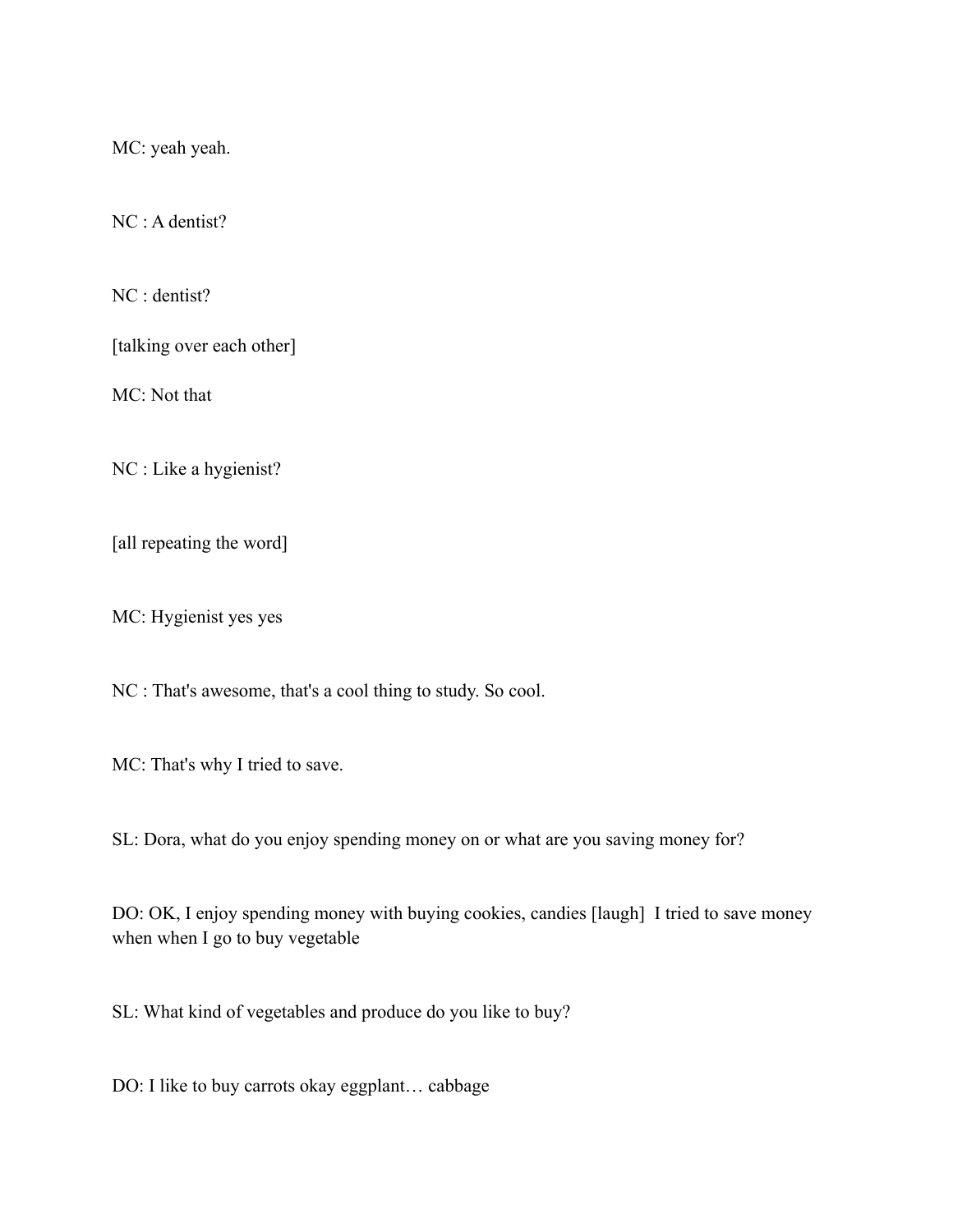MC: yeah yeah.

NC : A dentist?

NC : dentist?

[talking over each other]

MC: Not that

NC : Like a hygienist?

[all repeating the word]

MC: Hygienist yes yes

NC : That's awesome, that's a cool thing to study. So cool.

MC: That's why I tried to save.

SL: Dora, what do you enjoy spending money on or what are you saving money for?

DO: OK, I enjoy spending money with buying cookies, candies [laugh]  I tried to save money when when I go to buy vegetable

SL: What kind of vegetables and produce do you like to buy?

DO: I like to buy carrots okay eggplant… cabbage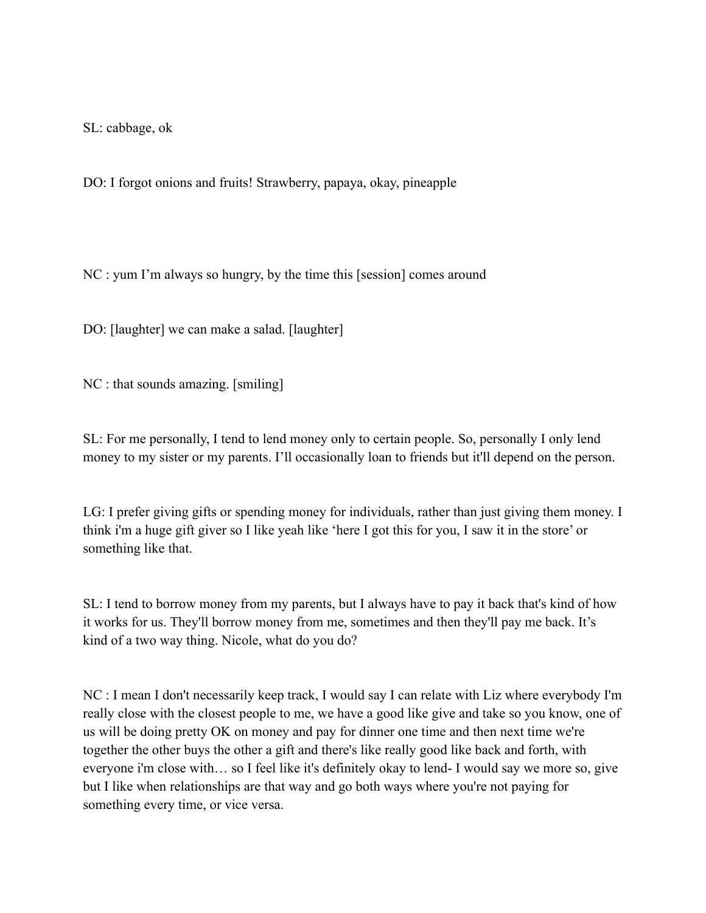SL: cabbage, ok

DO: I forgot onions and fruits! Strawberry, papaya, okay, pineapple

NC : yum I'm always so hungry, by the time this [session] comes around

DO: [laughter] we can make a salad. [laughter]

NC : that sounds amazing. [smiling]

SL: For me personally, I tend to lend money only to certain people. So, personally I only lend money to my sister or my parents. I'll occasionally loan to friends but it'll depend on the person.

LG: I prefer giving gifts or spending money for individuals, rather than just giving them money. I think i'm a huge gift giver so I like yeah like 'here I got this for you, I saw it in the store' or something like that.

SL: I tend to borrow money from my parents, but I always have to pay it back that's kind of how it works for us. They'll borrow money from me, sometimes and then they'll pay me back. It's kind of a two way thing. Nicole, what do you do?

NC : I mean I don't necessarily keep track, I would say I can relate with Liz where everybody I'm really close with the closest people to me, we have a good like give and take so you know, one of us will be doing pretty OK on money and pay for dinner one time and then next time we're together the other buys the other a gift and there's like really good like back and forth, with everyone i'm close with… so I feel like it's definitely okay to lend- I would say we more so, give but I like when relationships are that way and go both ways where you're not paying for something every time, or vice versa.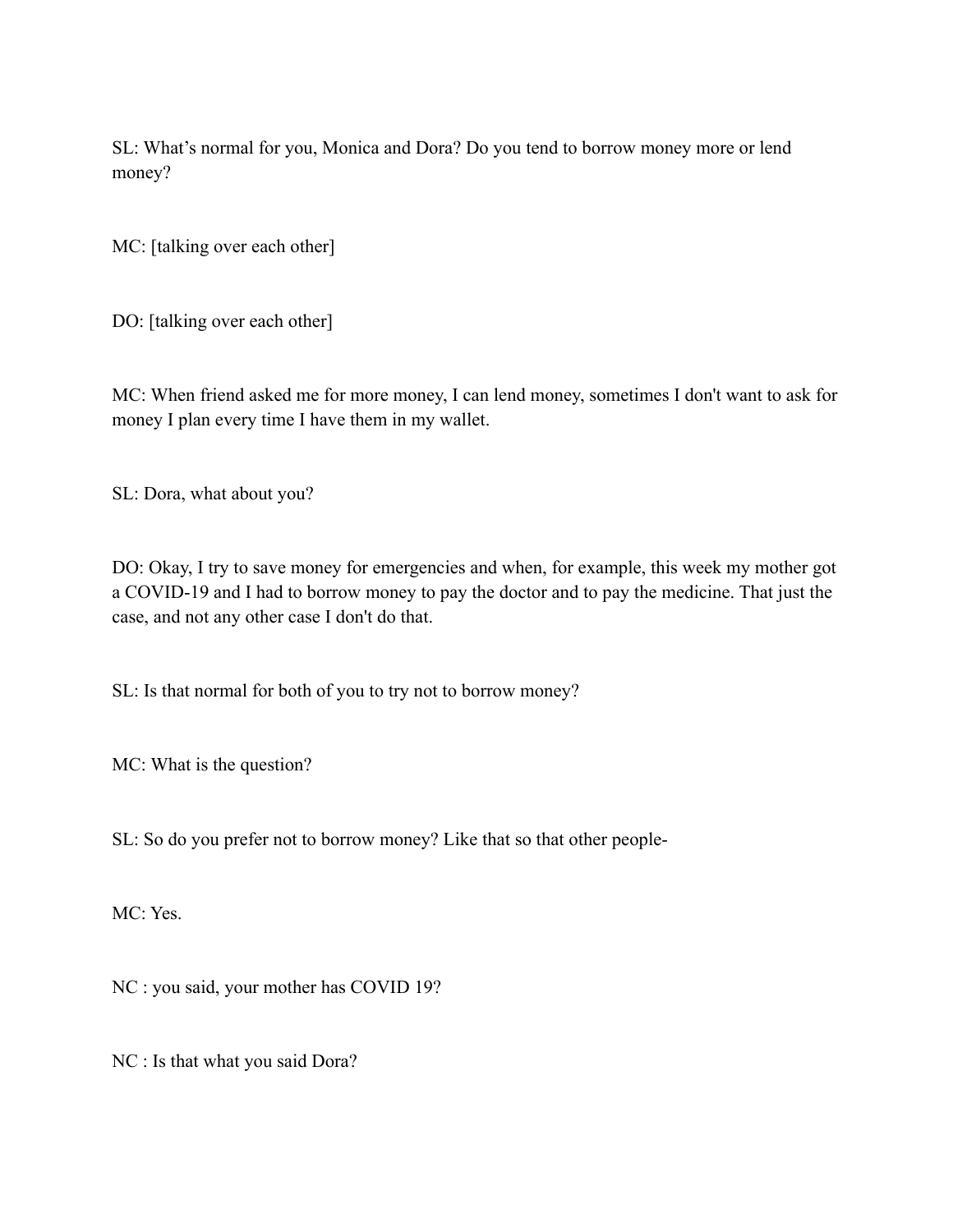SL: What's normal for you, Monica and Dora? Do you tend to borrow money more or lend money?

MC: [talking over each other]

DO: [talking over each other]

MC: When friend asked me for more money, I can lend money, sometimes I don't want to ask for money I plan every time I have them in my wallet.

SL: Dora, what about you?

DO: Okay, I try to save money for emergencies and when, for example, this week my mother got a COVID-19 and I had to borrow money to pay the doctor and to pay the medicine. That just the case, and not any other case I don't do that.

SL: Is that normal for both of you to try not to borrow money?

MC: What is the question?

SL: So do you prefer not to borrow money? Like that so that other people-

MC: Yes.

NC : you said, your mother has COVID 19?

NC : Is that what you said Dora?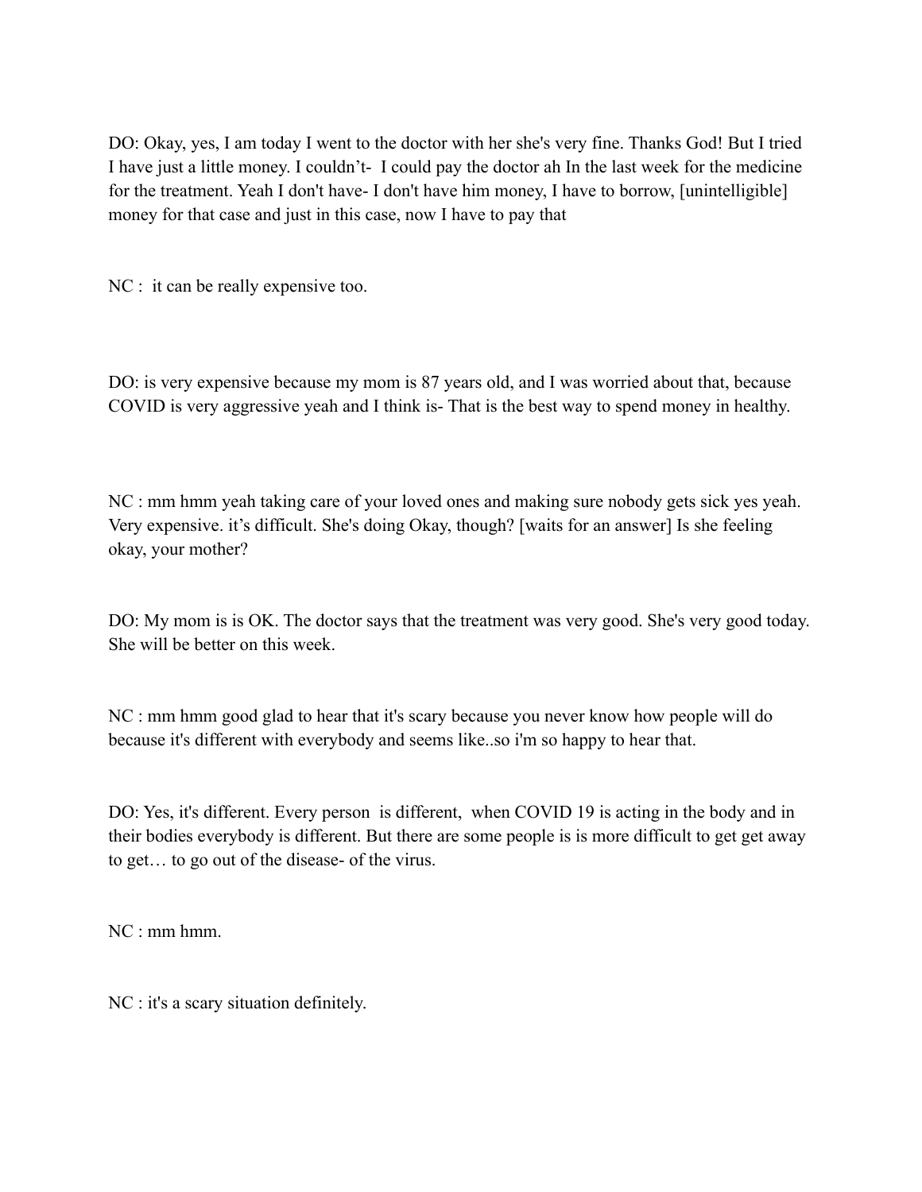DO: Okay, yes, I am today I went to the doctor with her she's very fine. Thanks God! But I tried I have just a little money. I couldn't- I could pay the doctor ah In the last week for the medicine for the treatment. Yeah I don't have- I don't have him money, I have to borrow, [unintelligible] money for that case and just in this case, now I have to pay that

NC : it can be really expensive too.

DO: is very expensive because my mom is 87 years old, and I was worried about that, because COVID is very aggressive yeah and I think is- That is the best way to spend money in healthy.

NC : mm hmm yeah taking care of your loved ones and making sure nobody gets sick yes yeah. Very expensive. it's difficult. She's doing Okay, though? [waits for an answer] Is she feeling okay, your mother?

DO: My mom is is OK. The doctor says that the treatment was very good. She's very good today. She will be better on this week.

NC : mm hmm good glad to hear that it's scary because you never know how people will do because it's different with everybody and seems like..so i'm so happy to hear that.

DO: Yes, it's different. Every person is different, when COVID 19 is acting in the body and in their bodies everybody is different. But there are some people is is more difficult to get get away to get… to go out of the disease- of the virus.

NC : mm hmm.

NC : it's a scary situation definitely.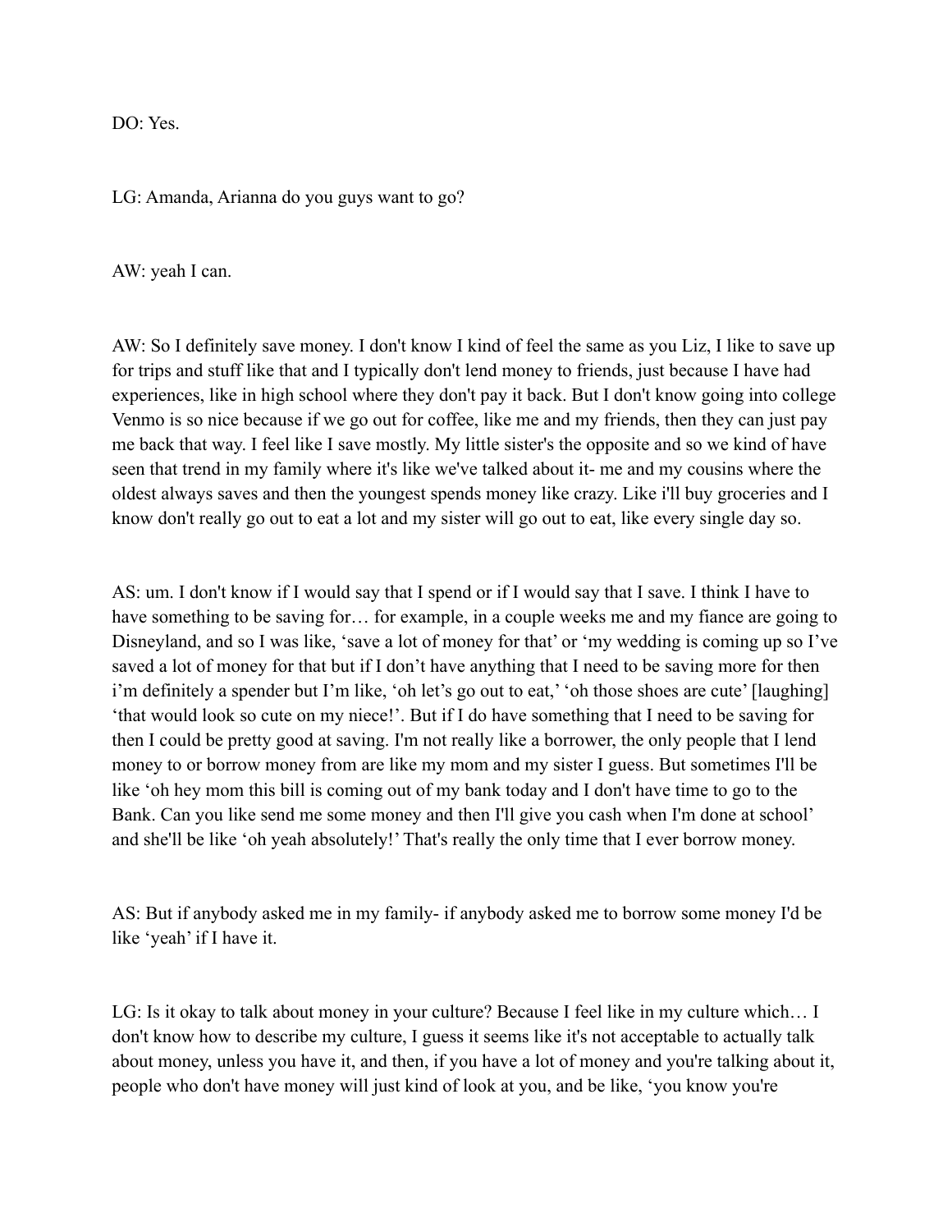DO: Yes.

LG: Amanda, Arianna do you guys want to go?

AW: yeah I can.

AW: So I definitely save money. I don't know I kind of feel the same as you Liz, I like to save up for trips and stuff like that and I typically don't lend money to friends, just because I have had experiences, like in high school where they don't pay it back. But I don't know going into college Venmo is so nice because if we go out for coffee, like me and my friends, then they can just pay me back that way. I feel like I save mostly. My little sister's the opposite and so we kind of have seen that trend in my family where it's like we've talked about it- me and my cousins where the oldest always saves and then the youngest spends money like crazy. Like i'll buy groceries and I know don't really go out to eat a lot and my sister will go out to eat, like every single day so.

AS: um. I don't know if I would say that I spend or if I would say that I save. I think I have to have something to be saving for… for example, in a couple weeks me and my fiance are going to Disneyland, and so I was like, 'save a lot of money for that' or 'my wedding is coming up so I've saved a lot of money for that but if I don't have anything that I need to be saving more for then i'm definitely a spender but I'm like, 'oh let's go out to eat,' 'oh those shoes are cute' [laughing] 'that would look so cute on my niece!'. But if I do have something that I need to be saving for then I could be pretty good at saving. I'm not really like a borrower, the only people that I lend money to or borrow money from are like my mom and my sister I guess. But sometimes I'll be like 'oh hey mom this bill is coming out of my bank today and I don't have time to go to the Bank. Can you like send me some money and then I'll give you cash when I'm done at school' and she'll be like 'oh yeah absolutely!' That's really the only time that I ever borrow money.

AS: But if anybody asked me in my family- if anybody asked me to borrow some money I'd be like 'yeah' if I have it.

LG: Is it okay to talk about money in your culture? Because I feel like in my culture which… I don't know how to describe my culture, I guess it seems like it's not acceptable to actually talk about money, unless you have it, and then, if you have a lot of money and you're talking about it, people who don't have money will just kind of look at you, and be like, 'you know you're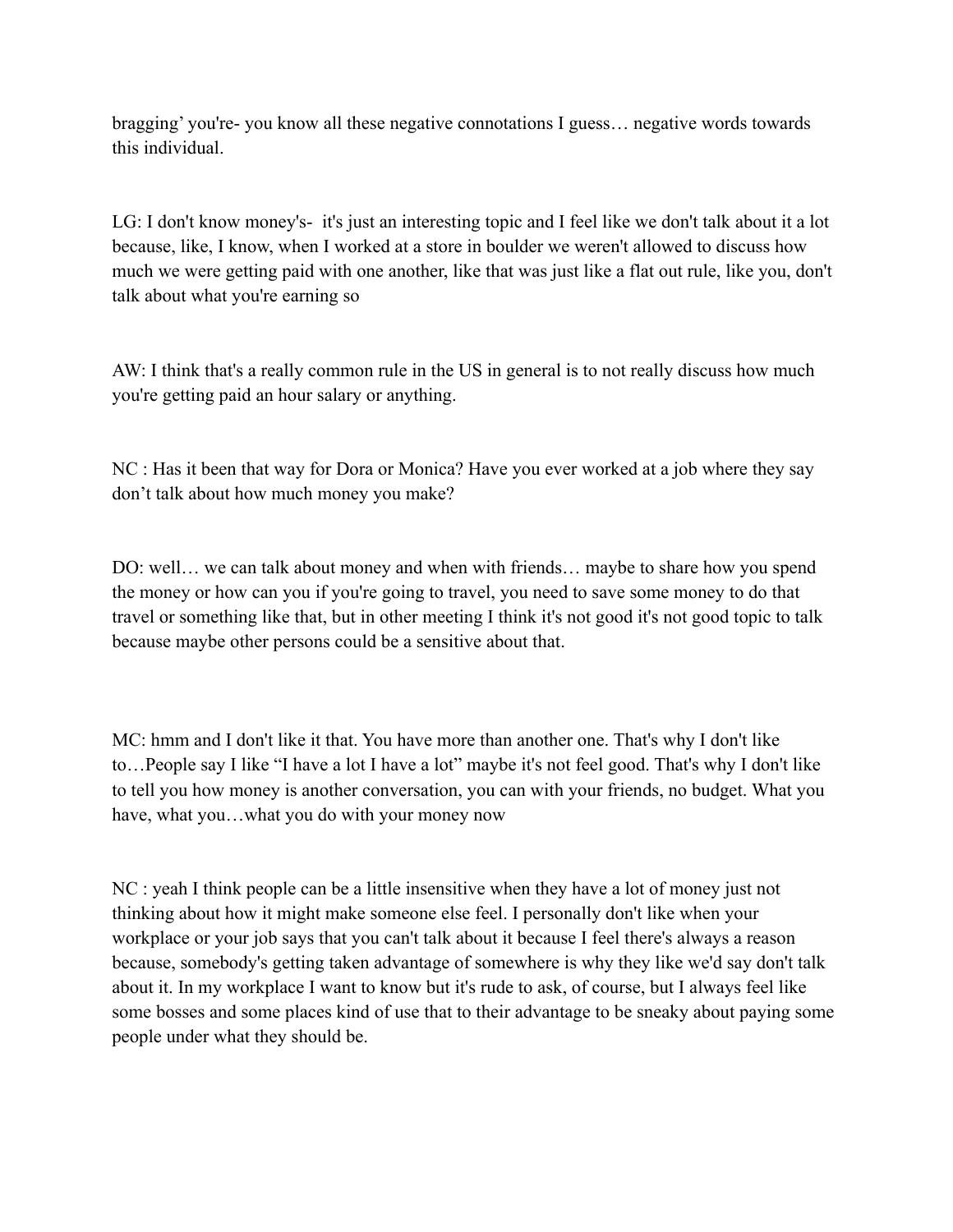bragging' you're- you know all these negative connotations I guess… negative words towards this individual.

LG: I don't know money's-  it's just an interesting topic and I feel like we don't talk about it a lot because, like, I know, when I worked at a store in boulder we weren't allowed to discuss how much we were getting paid with one another, like that was just like a flat out rule, like you, don't talk about what you're earning so

AW: I think that's a really common rule in the US in general is to not really discuss how much you're getting paid an hour salary or anything.

NC : Has it been that way for Dora or Monica? Have you ever worked at a job where they say don't talk about how much money you make?

DO: well… we can talk about money and when with friends… maybe to share how you spend the money or how can you if you're going to travel, you need to save some money to do that travel or something like that, but in other meeting I think it's not good it's not good topic to talk because maybe other persons could be a sensitive about that.

MC: hmm and I don't like it that. You have more than another one. That's why I don't like to…People say I like "I have a lot I have a lot" maybe it's not feel good. That's why I don't like to tell you how money is another conversation, you can with your friends, no budget. What you have, what you…what you do with your money now

NC : yeah I think people can be a little insensitive when they have a lot of money just not thinking about how it might make someone else feel. I personally don't like when your workplace or your job says that you can't talk about it because I feel there's always a reason because, somebody's getting taken advantage of somewhere is why they like we'd say don't talk about it. In my workplace I want to know but it's rude to ask, of course, but I always feel like some bosses and some places kind of use that to their advantage to be sneaky about paying some people under what they should be.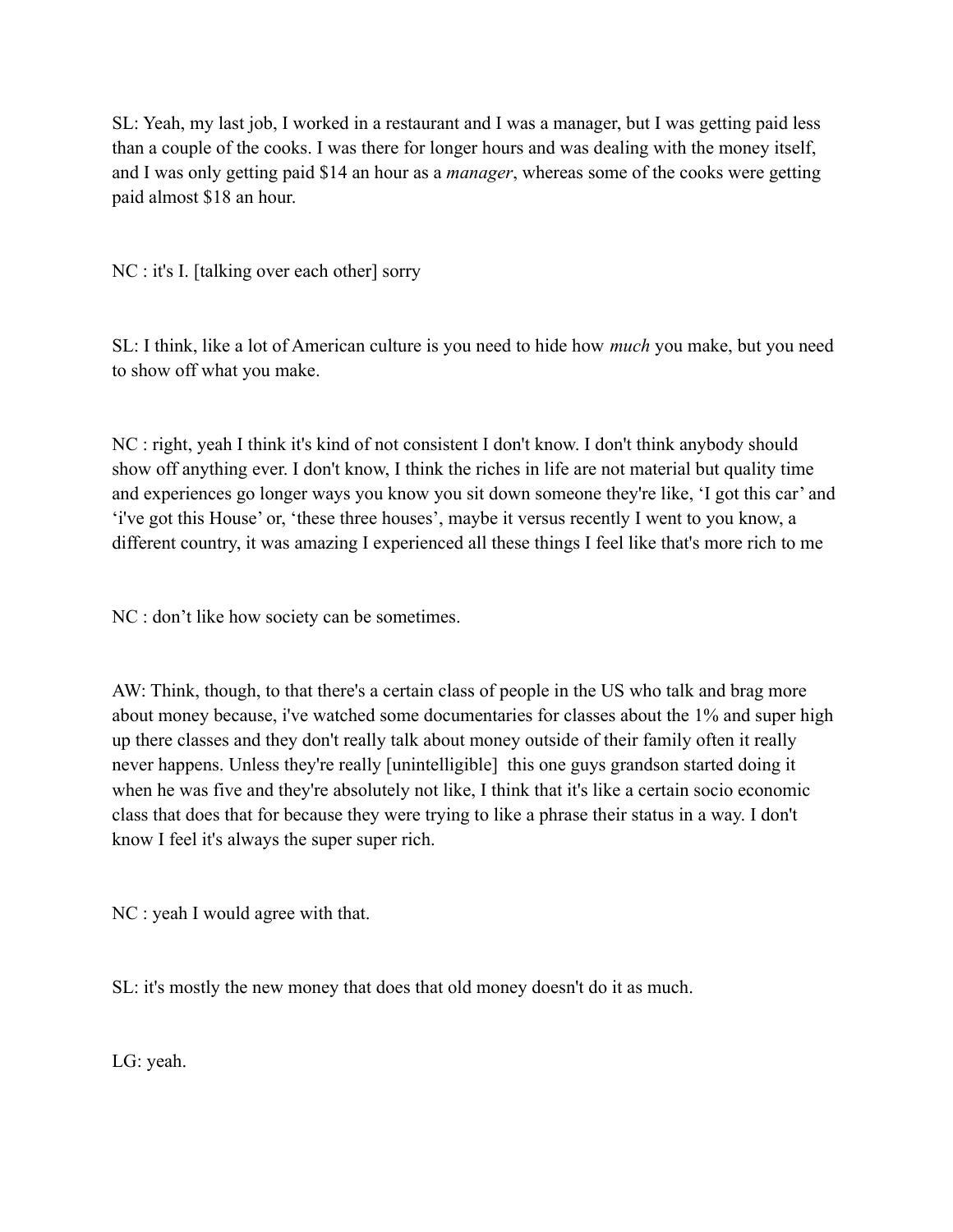SL: Yeah, my last job, I worked in a restaurant and I was a manager, but I was getting paid less than a couple of the cooks. I was there for longer hours and was dealing with the money itself, and I was only getting paid $14 an hour as a *manager*, whereas some of the cooks were getting paid almost $18 an hour.

NC : it's I. [talking over each other] sorry

SL: I think, like a lot of American culture is you need to hide how *much* you make, but you need to show off what you make.

NC : right, yeah I think it's kind of not consistent I don't know. I don't think anybody should show off anything ever. I don't know, I think the riches in life are not material but quality time and experiences go longer ways you know you sit down someone they're like, 'I got this car' and 'i've got this House' or, 'these three houses', maybe it versus recently I went to you know, a different country, it was amazing I experienced all these things I feel like that's more rich to me

NC : don't like how society can be sometimes.

AW: Think, though, to that there's a certain class of people in the US who talk and brag more about money because, i've watched some documentaries for classes about the 1% and super high up there classes and they don't really talk about money outside of their family often it really never happens. Unless they're really [unintelligible] this one guys grandson started doing it when he was five and they're absolutely not like, I think that it's like a certain socio economic class that does that for because they were trying to like a phrase their status in a way. I don't know I feel it's always the super super rich.

NC : yeah I would agree with that.

SL: it's mostly the new money that does that old money doesn't do it as much.

LG: yeah.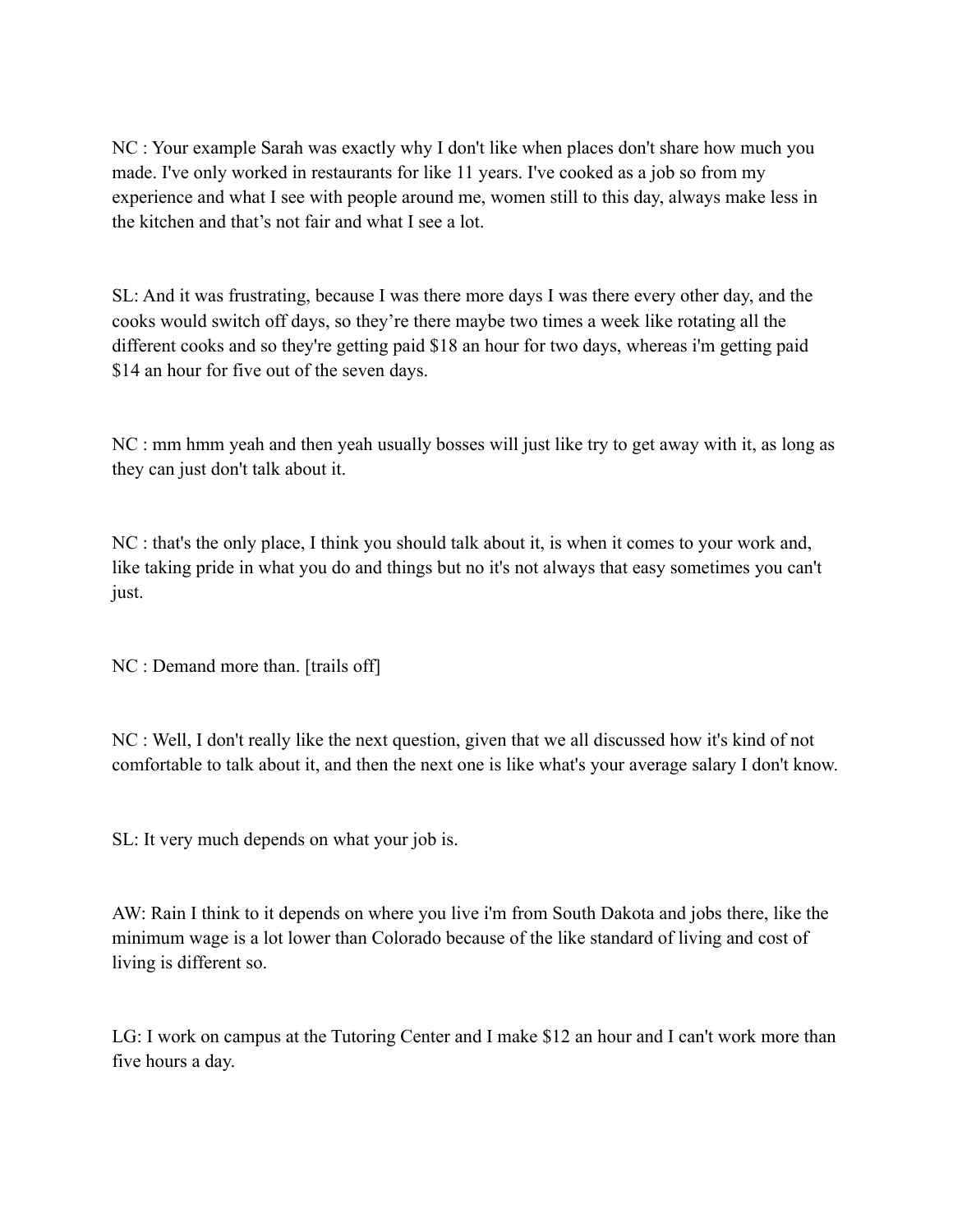NC : Your example Sarah was exactly why I don't like when places don't share how much you made. I've only worked in restaurants for like 11 years. I've cooked as a job so from my experience and what I see with people around me, women still to this day, always make less in the kitchen and that's not fair and what I see a lot.

SL: And it was frustrating, because I was there more days I was there every other day, and the cooks would switch off days, so they're there maybe two times a week like rotating all the different cooks and so they're getting paid $18 an hour for two days, whereas i'm getting paid $14 an hour for five out of the seven days.

NC : mm hmm yeah and then yeah usually bosses will just like try to get away with it, as long as they can just don't talk about it.

NC : that's the only place, I think you should talk about it, is when it comes to your work and, like taking pride in what you do and things but no it's not always that easy sometimes you can't just.

NC : Demand more than. [trails off]

NC : Well, I don't really like the next question, given that we all discussed how it's kind of not comfortable to talk about it, and then the next one is like what's your average salary I don't know.

SL: It very much depends on what your job is.

AW: Rain I think to it depends on where you live i'm from South Dakota and jobs there, like the minimum wage is a lot lower than Colorado because of the like standard of living and cost of living is different so.

LG: I work on campus at the Tutoring Center and I make $12 an hour and I can't work more than five hours a day.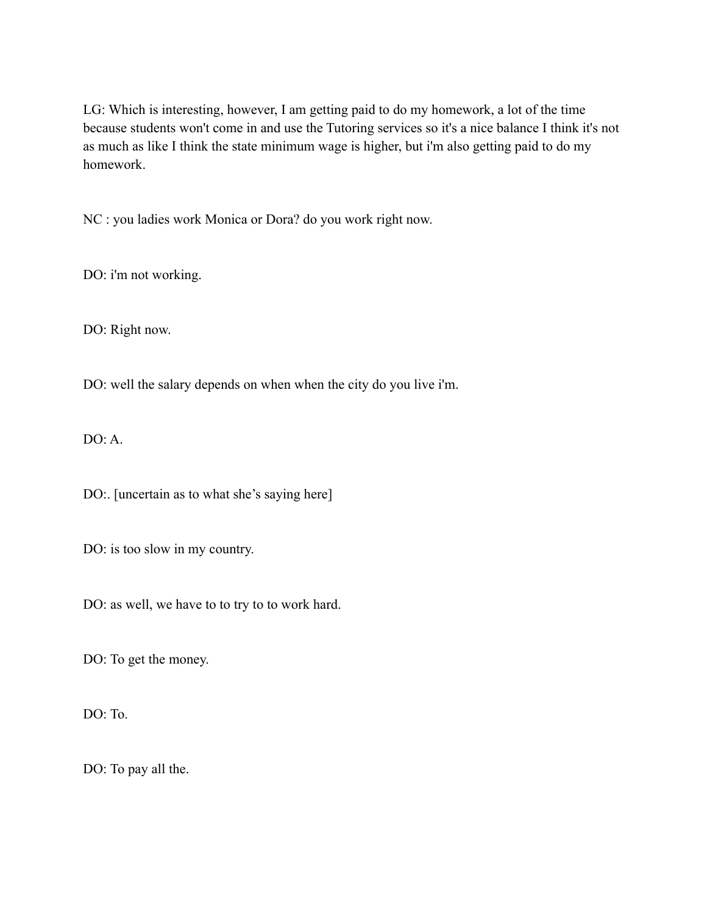LG: Which is interesting, however, I am getting paid to do my homework, a lot of the time because students won't come in and use the Tutoring services so it's a nice balance I think it's not as much as like I think the state minimum wage is higher, but i'm also getting paid to do my homework.

NC : you ladies work Monica or Dora? do you work right now.

DO: i'm not working.

DO: Right now.

DO: well the salary depends on when when the city do you live i'm.

DO: A.

DO:. [uncertain as to what she's saying here]

DO: is too slow in my country.

DO: as well, we have to to try to to work hard.

DO: To get the money.

DO: To.

DO: To pay all the.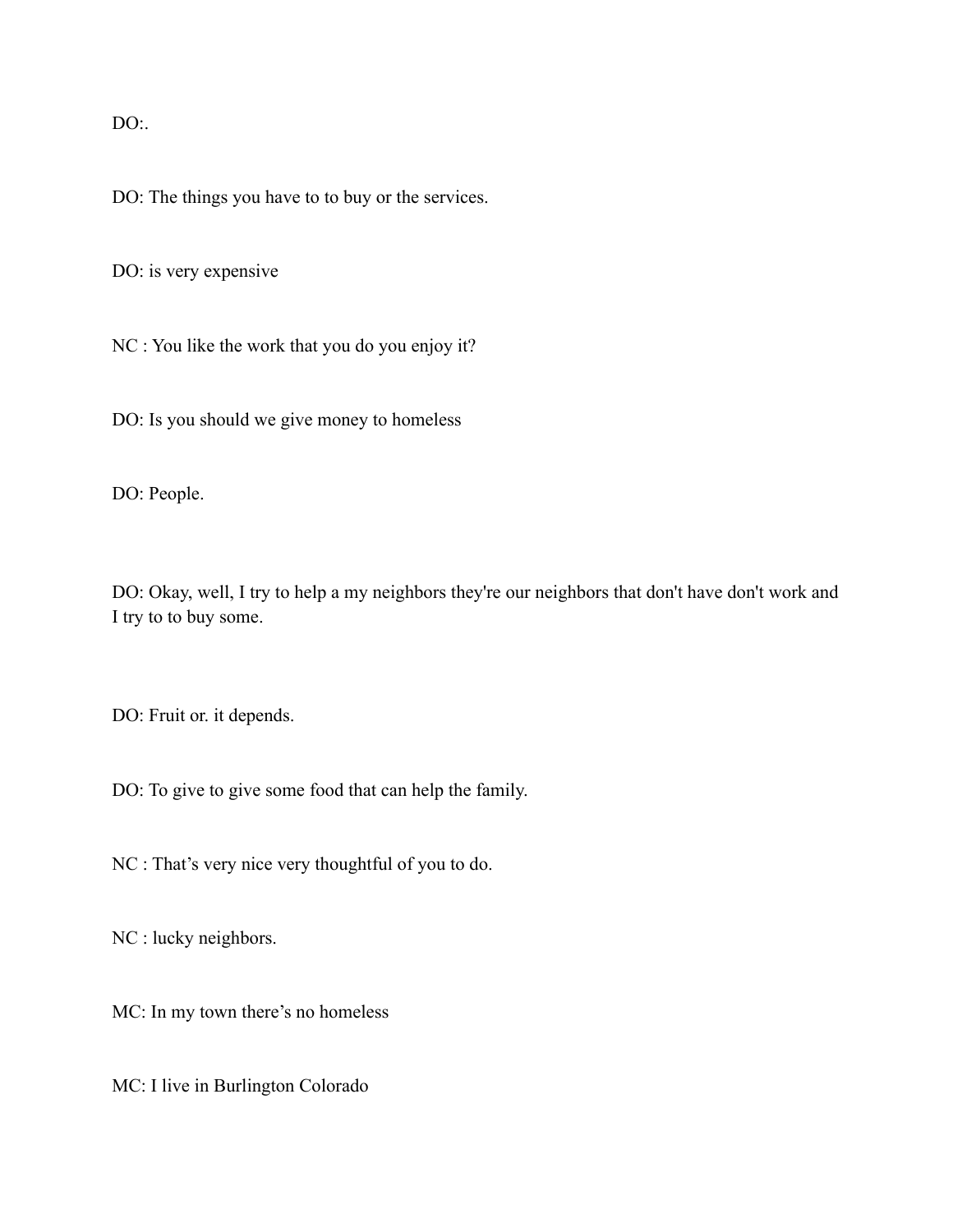DO:.

DO: The things you have to to buy or the services.

DO: is very expensive

NC : You like the work that you do you enjoy it?

DO: Is you should we give money to homeless

DO: People.

DO: Okay, well, I try to help a my neighbors they're our neighbors that don't have don't work and I try to to buy some.

DO: Fruit or. it depends.

DO: To give to give some food that can help the family.

NC : That's very nice very thoughtful of you to do.

NC : lucky neighbors.

MC: In my town there's no homeless

MC: I live in Burlington Colorado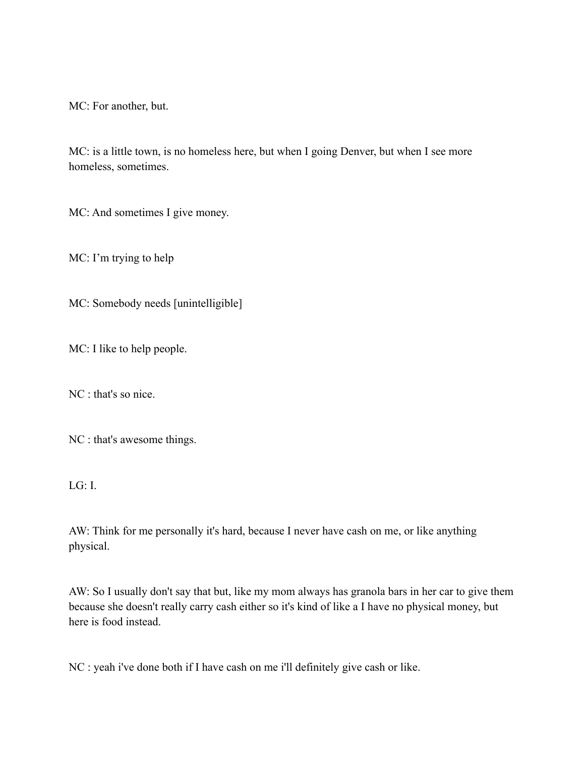MC: For another, but.

MC: is a little town, is no homeless here, but when I going Denver, but when I see more homeless, sometimes.

MC: And sometimes I give money.

MC: I'm trying to help

MC: Somebody needs [unintelligible]

MC: I like to help people.

NC : that's so nice.

NC : that's awesome things.

LG: I.

AW: Think for me personally it's hard, because I never have cash on me, or like anything physical.

AW: So I usually don't say that but, like my mom always has granola bars in her car to give them because she doesn't really carry cash either so it's kind of like a I have no physical money, but here is food instead.

NC : yeah i've done both if I have cash on me i'll definitely give cash or like.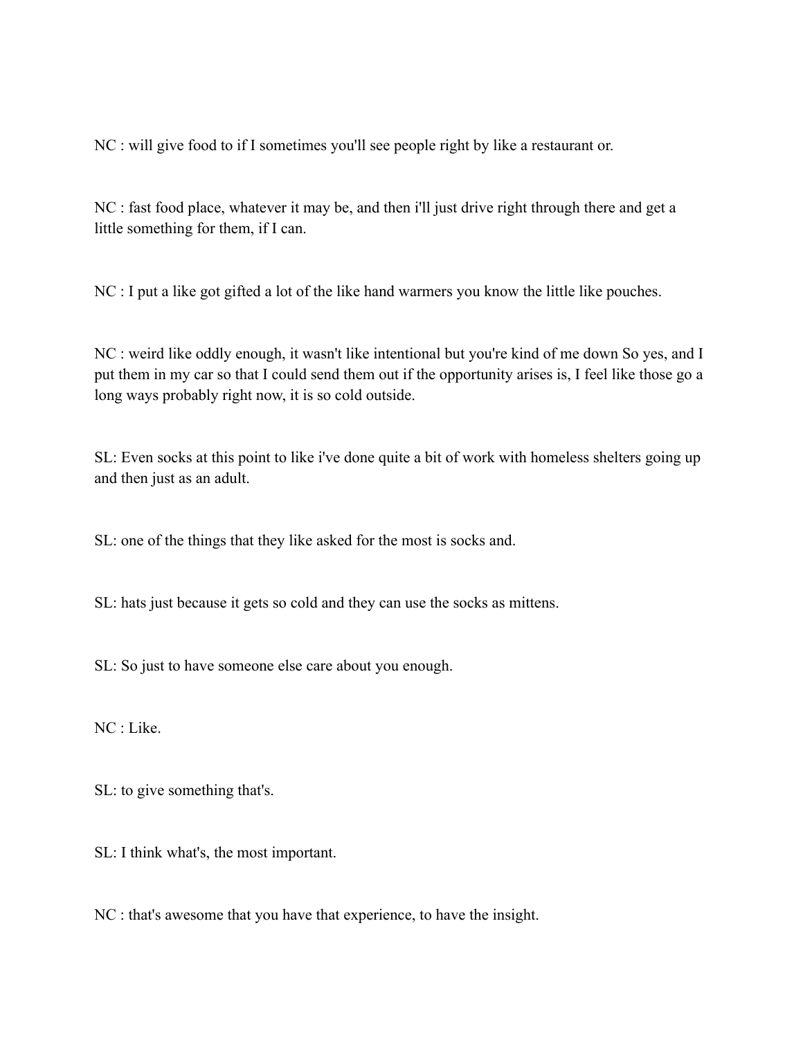NC : will give food to if I sometimes you'll see people right by like a restaurant or.

NC : fast food place, whatever it may be, and then i'll just drive right through there and get a little something for them, if I can.

NC : I put a like got gifted a lot of the like hand warmers you know the little like pouches.

NC : weird like oddly enough, it wasn't like intentional but you're kind of me down So yes, and I put them in my car so that I could send them out if the opportunity arises is, I feel like those go a long ways probably right now, it is so cold outside.

SL: Even socks at this point to like i've done quite a bit of work with homeless shelters going up and then just as an adult.

SL: one of the things that they like asked for the most is socks and.

SL: hats just because it gets so cold and they can use the socks as mittens.

SL: So just to have someone else care about you enough.

NC : Like.

SL: to give something that's.

SL: I think what's, the most important.

NC : that's awesome that you have that experience, to have the insight.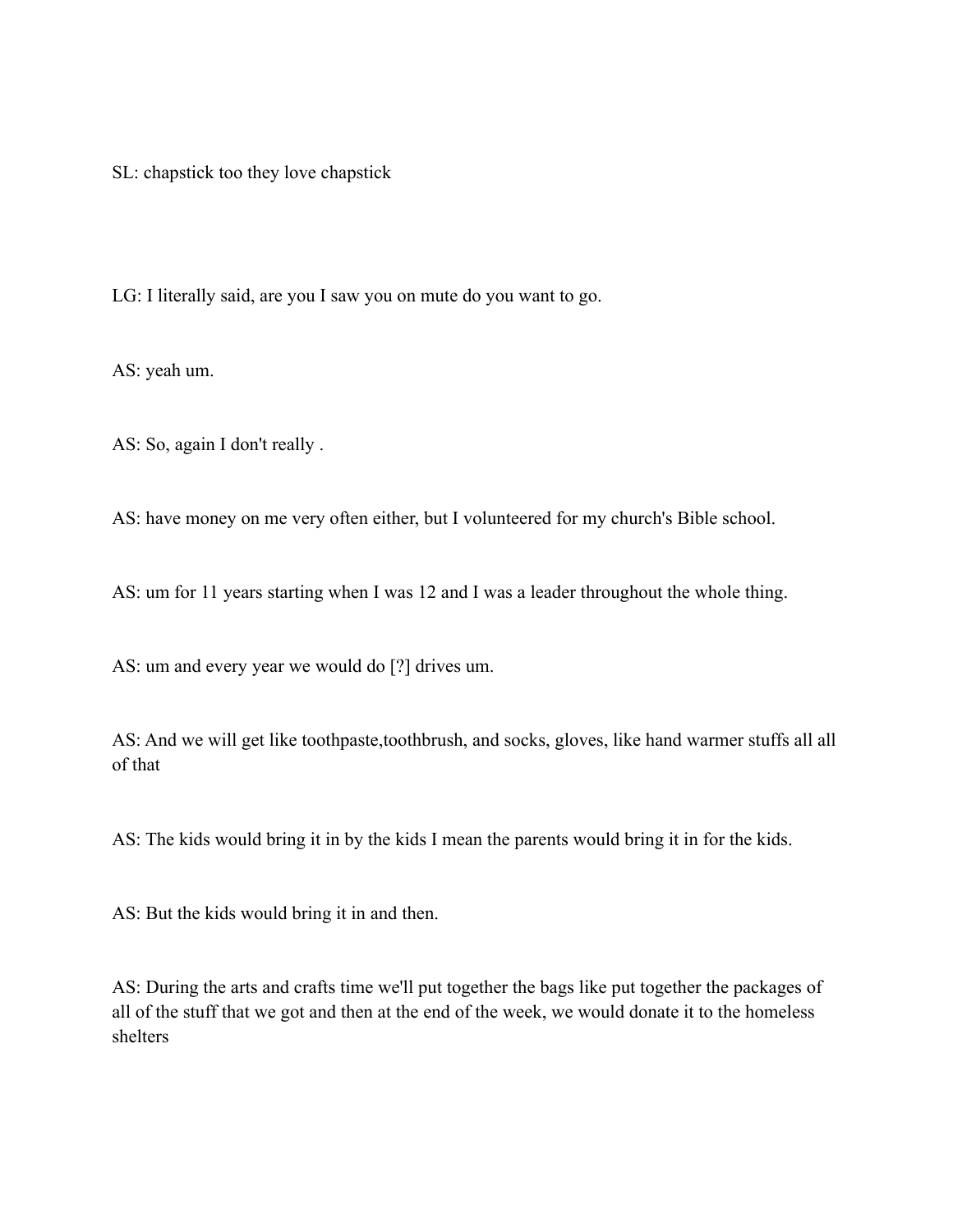SL: chapstick too they love chapstick

LG: I literally said, are you I saw you on mute do you want to go.

AS: yeah um.

AS: So, again I don't really .

AS: have money on me very often either, but I volunteered for my church's Bible school.

AS: um for 11 years starting when I was 12 and I was a leader throughout the whole thing.

AS: um and every year we would do [?] drives um.

AS: And we will get like toothpaste,toothbrush, and socks, gloves, like hand warmer stuffs all all of that

AS: The kids would bring it in by the kids I mean the parents would bring it in for the kids.

AS: But the kids would bring it in and then.

AS: During the arts and crafts time we'll put together the bags like put together the packages of all of the stuff that we got and then at the end of the week, we would donate it to the homeless shelters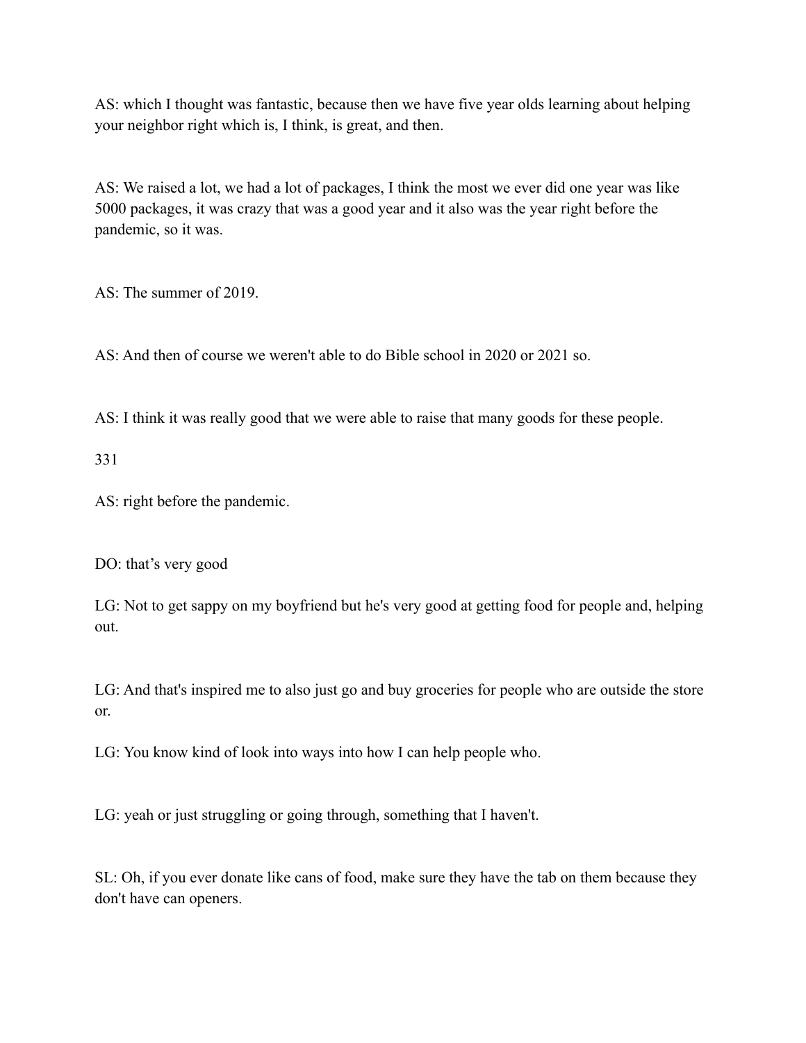AS: which I thought was fantastic, because then we have five year olds learning about helping your neighbor right which is, I think, is great, and then.

AS: We raised a lot, we had a lot of packages, I think the most we ever did one year was like 5000 packages, it was crazy that was a good year and it also was the year right before the pandemic, so it was.

AS: The summer of 2019.

AS: And then of course we weren't able to do Bible school in 2020 or 2021 so.

AS: I think it was really good that we were able to raise that many goods for these people.

331

AS: right before the pandemic.

DO: that's very good

LG: Not to get sappy on my boyfriend but he's very good at getting food for people and, helping out.

LG: And that's inspired me to also just go and buy groceries for people who are outside the store or.

LG: You know kind of look into ways into how I can help people who.

LG: yeah or just struggling or going through, something that I haven't.

SL: Oh, if you ever donate like cans of food, make sure they have the tab on them because they don't have can openers.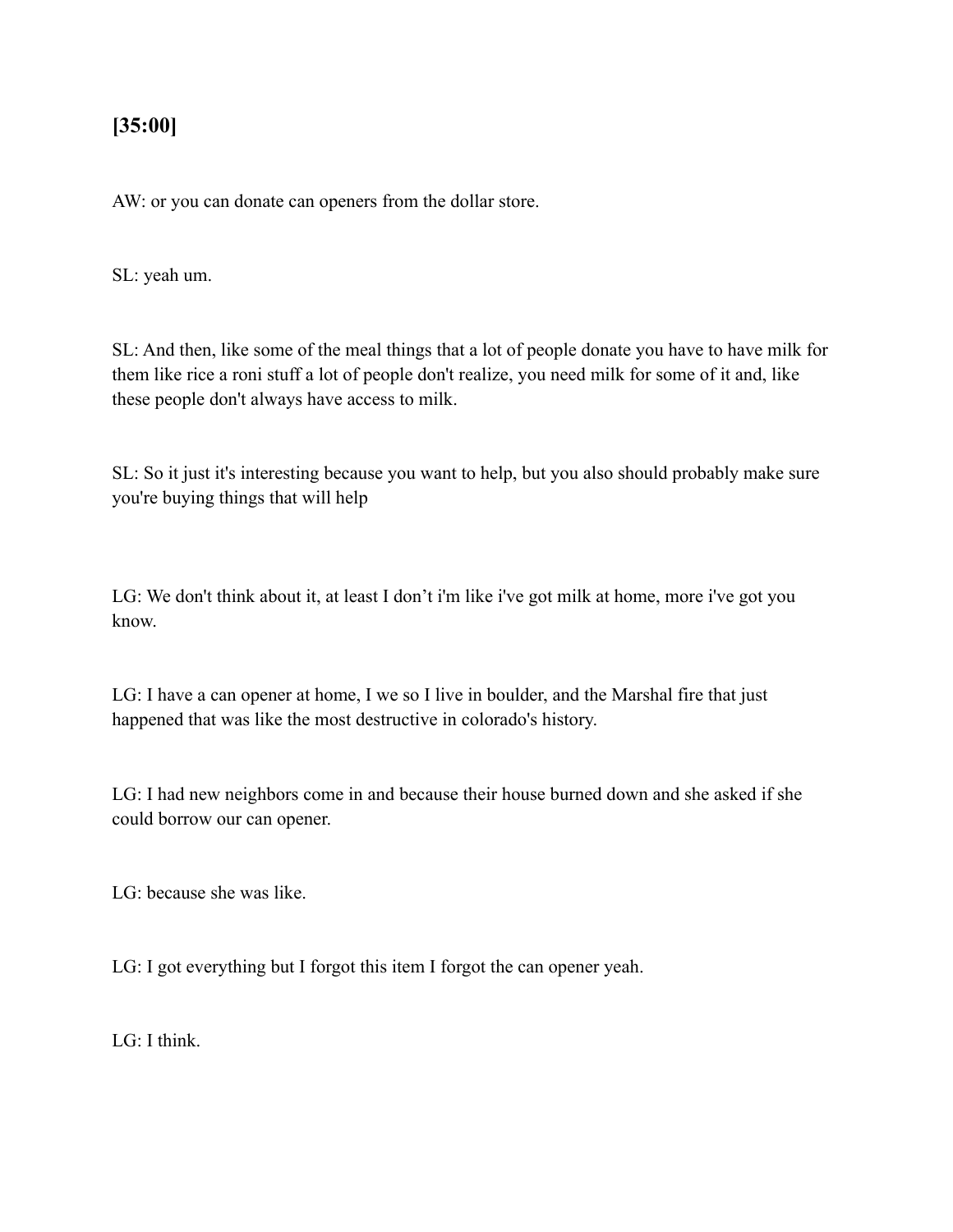**[35:00]**

AW: or you can donate can openers from the dollar store.

SL: yeah um.

SL: And then, like some of the meal things that a lot of people donate you have to have milk for them like rice a roni stuff a lot of people don't realize, you need milk for some of it and, like these people don't always have access to milk.

SL: So it just it's interesting because you want to help, but you also should probably make sure you're buying things that will help

LG: We don't think about it, at least I don’t i'm like i've got milk at home, more i've got you know.

LG: I have a can opener at home, I we so I live in boulder, and the Marshal fire that just happened that was like the most destructive in colorado's history.

LG: I had new neighbors come in and because their house burned down and she asked if she could borrow our can opener.

LG: because she was like.

LG: I got everything but I forgot this item I forgot the can opener yeah.

LG: I think.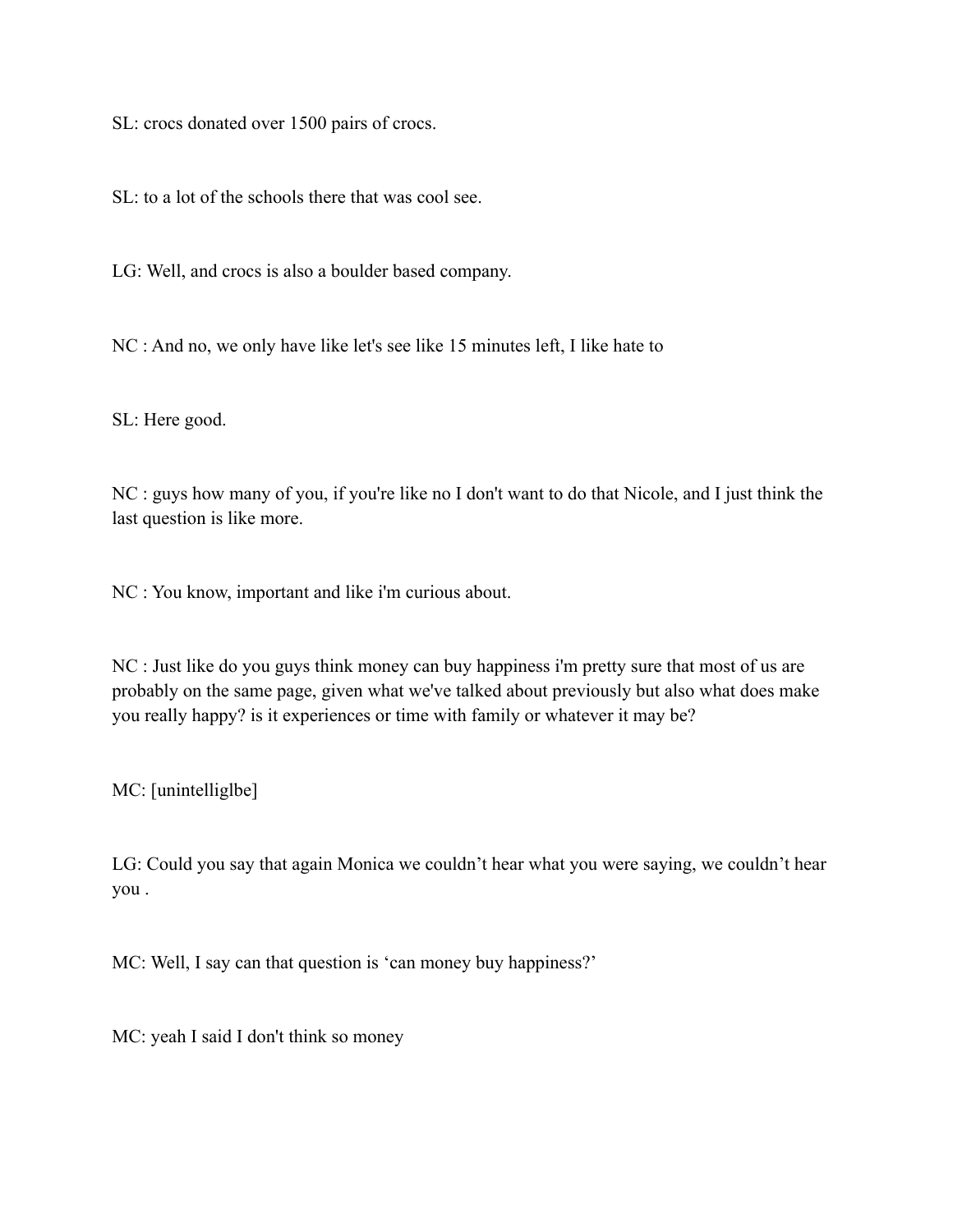SL: crocs donated over 1500 pairs of crocs.

SL: to a lot of the schools there that was cool see.

LG: Well, and crocs is also a boulder based company.

NC : And no, we only have like let's see like 15 minutes left, I like hate to

SL: Here good.

NC : guys how many of you, if you're like no I don't want to do that Nicole, and I just think the last question is like more.

NC : You know, important and like i'm curious about.

NC : Just like do you guys think money can buy happiness i'm pretty sure that most of us are probably on the same page, given what we've talked about previously but also what does make you really happy? is it experiences or time with family or whatever it may be?

MC: [unintelligible]

LG: Could you say that again Monica we couldn’t hear what you were saying, we couldn’t hear you .

MC: Well, I say can that question is ‘can money buy happiness?’

MC: yeah I said I don't think so money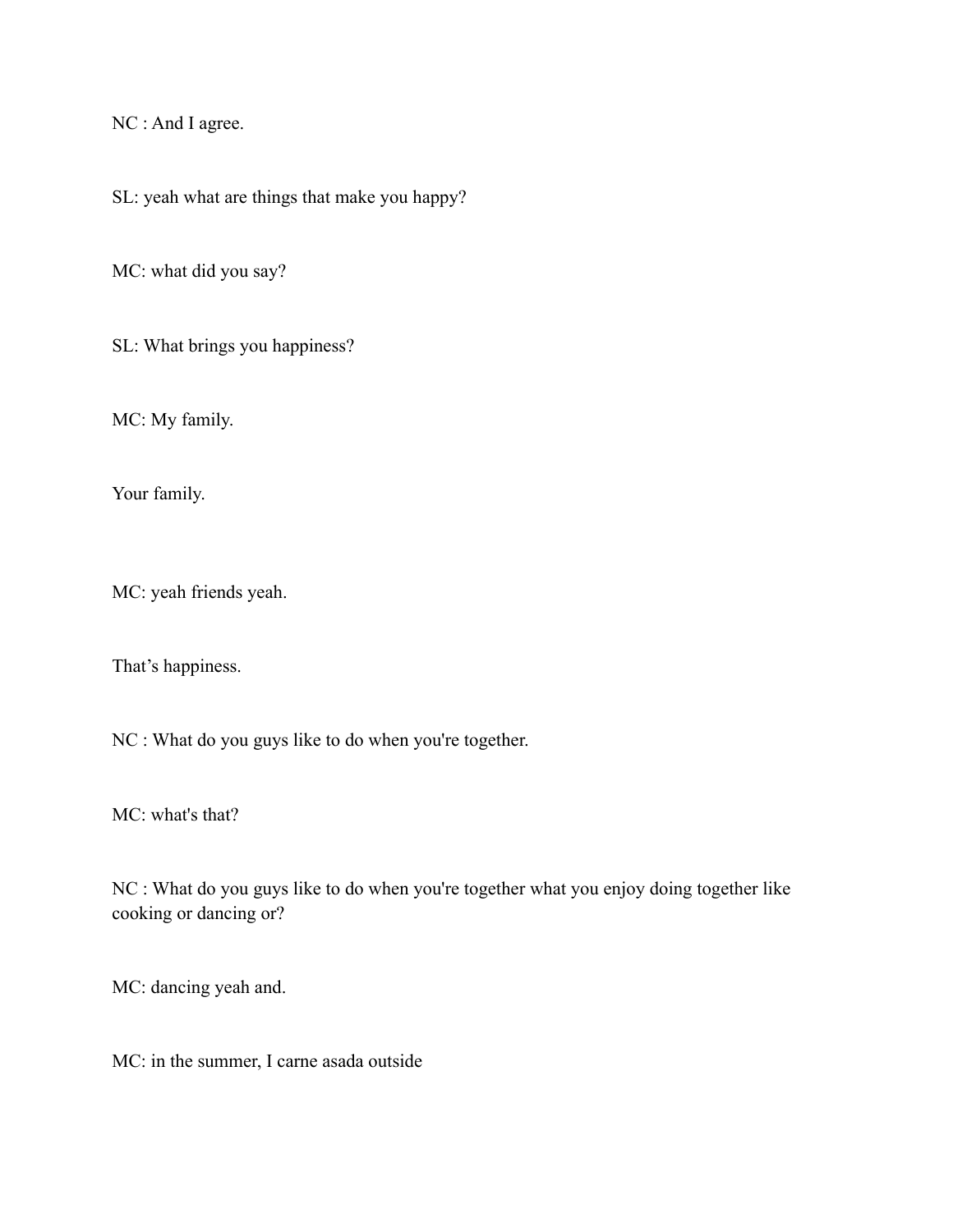NC : And I agree.

SL: yeah what are things that make you happy?

MC: what did you say?

SL: What brings you happiness?

MC: My family.

Your family.

MC: yeah friends yeah.

That's happiness.

NC : What do you guys like to do when you're together.

MC: what's that?

NC : What do you guys like to do when you're together what you enjoy doing together like cooking or dancing or?

MC: dancing yeah and.

MC: in the summer, I carne asada outside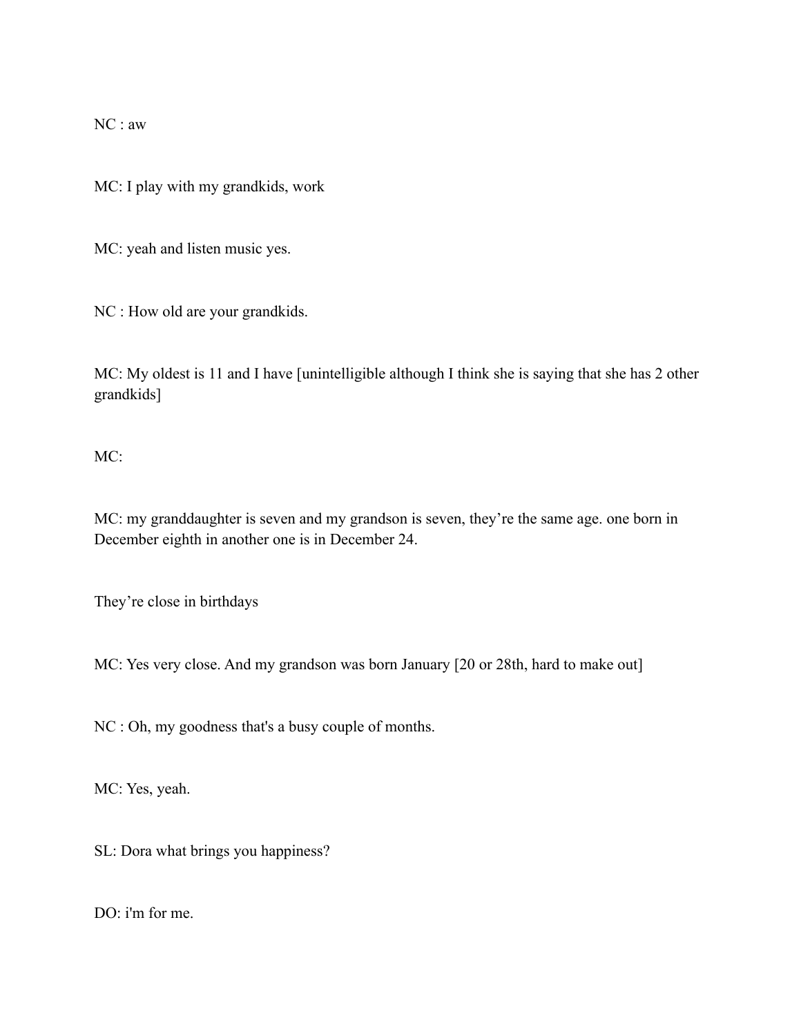NC : aw

MC: I play with my grandkids, work

MC: yeah and listen music yes.

NC : How old are your grandkids.

MC: My oldest is 11 and I have [unintelligible although I think she is saying that she has 2 other grandkids]

MC:

MC: my granddaughter is seven and my grandson is seven, they're the same age. one born in December eighth in another one is in December 24.

They're close in birthdays

MC: Yes very close. And my grandson was born January [20 or 28th, hard to make out]

NC : Oh, my goodness that's a busy couple of months.

MC: Yes, yeah.

SL: Dora what brings you happiness?

DO: i'm for me.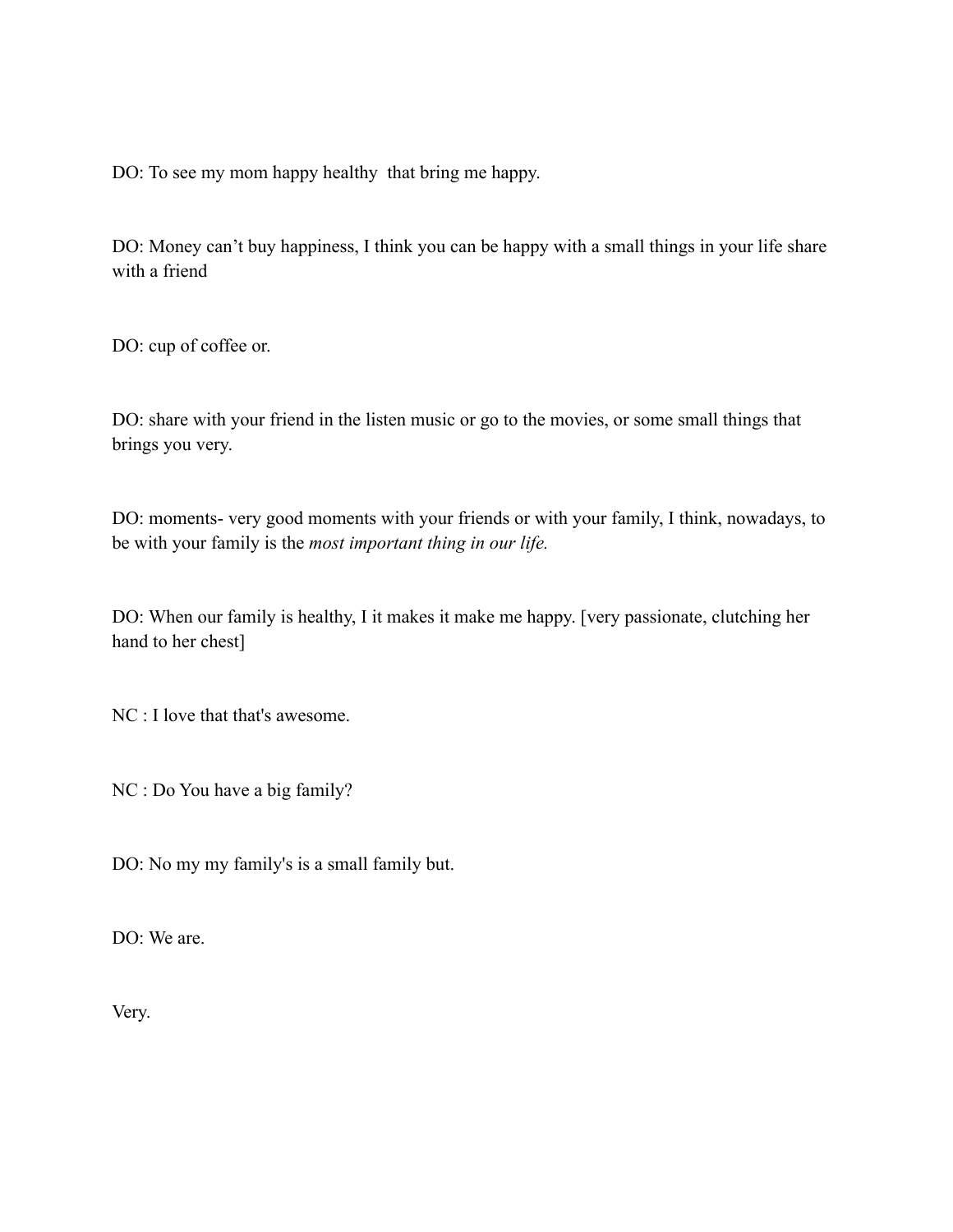DO: To see my mom happy healthy  that bring me happy.

DO: Money can't buy happiness, I think you can be happy with a small things in your life share with a friend

DO: cup of coffee or.

DO: share with your friend in the listen music or go to the movies, or some small things that brings you very.

DO: moments- very good moments with your friends or with your family, I think, nowadays, to be with your family is the *most important thing in our life.*

DO: When our family is healthy, I it makes it make me happy. [very passionate, clutching her hand to her chest]

NC : I love that that's awesome.

NC : Do You have a big family?

DO: No my my family's is a small family but.

DO: We are.

Very.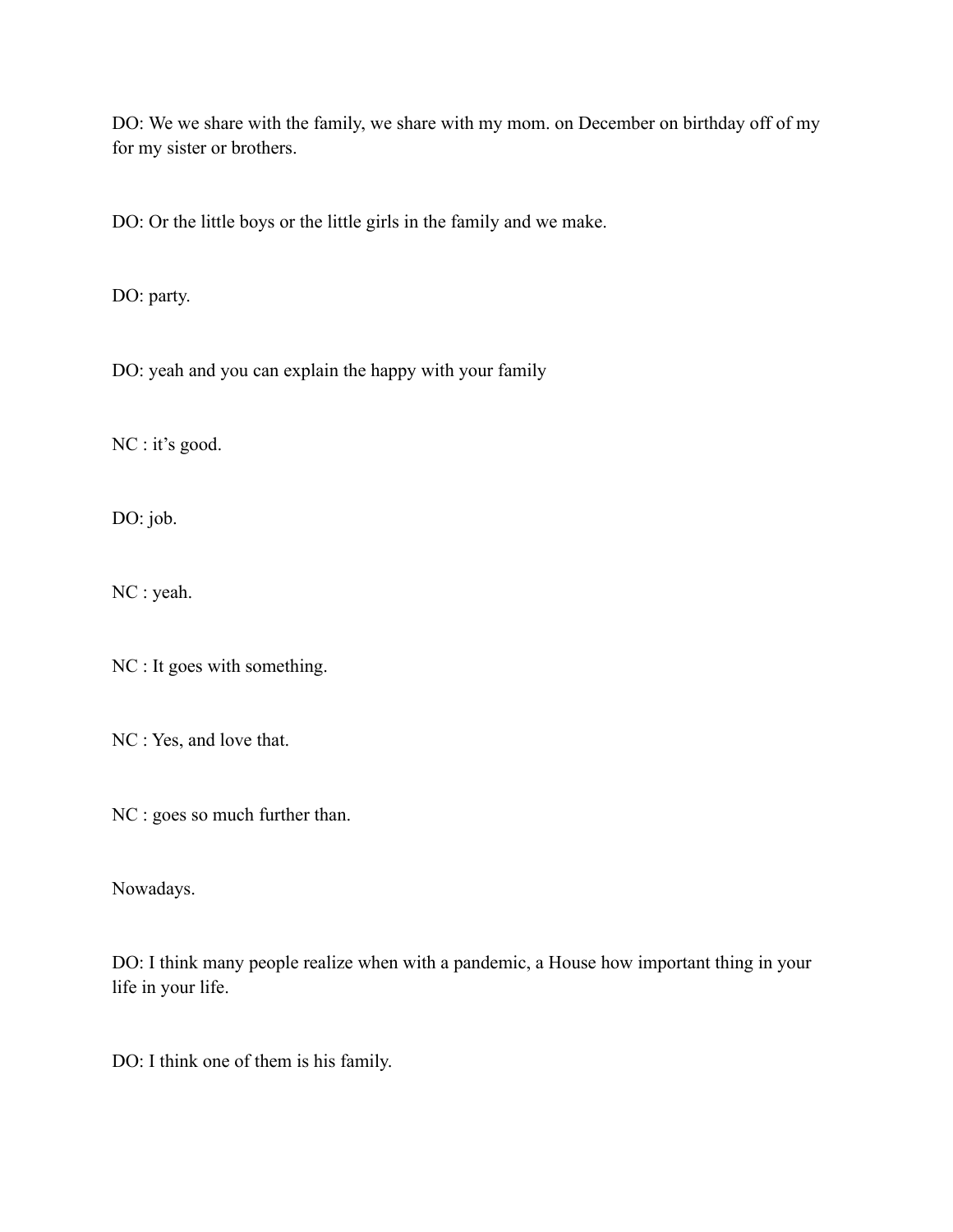DO: We we share with the family, we share with my mom. on December on birthday off of my for my sister or brothers.

DO: Or the little boys or the little girls in the family and we make.

DO: party.

DO: yeah and you can explain the happy with your family

NC : it's good.

DO: job.

NC : yeah.

NC : It goes with something.

NC : Yes, and love that.

NC : goes so much further than.

Nowadays.

DO: I think many people realize when with a pandemic, a House how important thing in your life in your life.

DO: I think one of them is his family.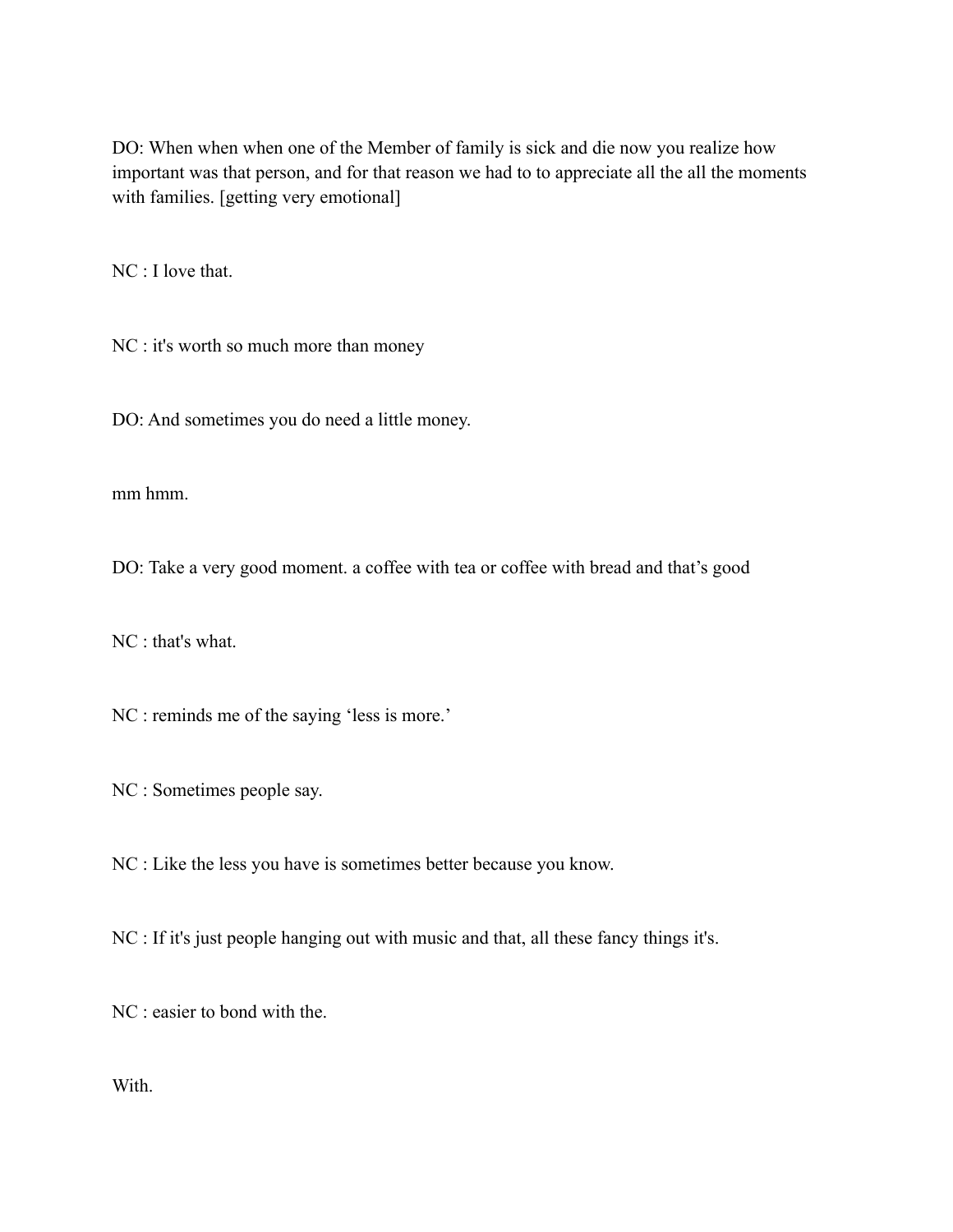DO: When when when one of the Member of family is sick and die now you realize how important was that person, and for that reason we had to to appreciate all the all the moments with families. [getting very emotional]

NC : I love that.

NC : it's worth so much more than money

DO: And sometimes you do need a little money.

mm hmm.

DO: Take a very good moment. a coffee with tea or coffee with bread and that's good

NC : that's what.

NC : reminds me of the saying 'less is more.'

NC : Sometimes people say.

NC : Like the less you have is sometimes better because you know.

NC : If it's just people hanging out with music and that, all these fancy things it's.

NC : easier to bond with the.

With.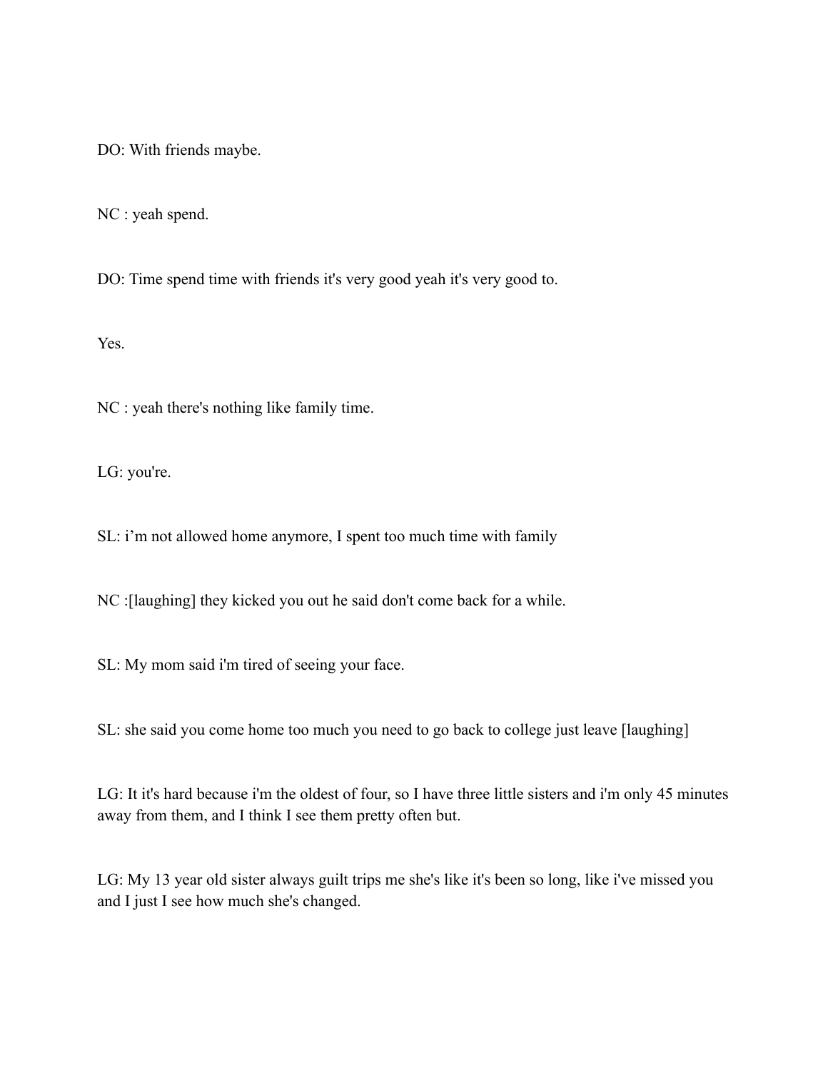DO: With friends maybe.

NC : yeah spend.

DO: Time spend time with friends it's very good yeah it's very good to.

Yes.

NC : yeah there's nothing like family time.

LG: you're.

SL: i'm not allowed home anymore, I spent too much time with family

NC :[laughing] they kicked you out he said don't come back for a while.

SL: My mom said i'm tired of seeing your face.

SL: she said you come home too much you need to go back to college just leave [laughing]

LG: It it's hard because i'm the oldest of four, so I have three little sisters and i'm only 45 minutes away from them, and I think I see them pretty often but.

LG: My 13 year old sister always guilt trips me she's like it's been so long, like i've missed you and I just I see how much she's changed.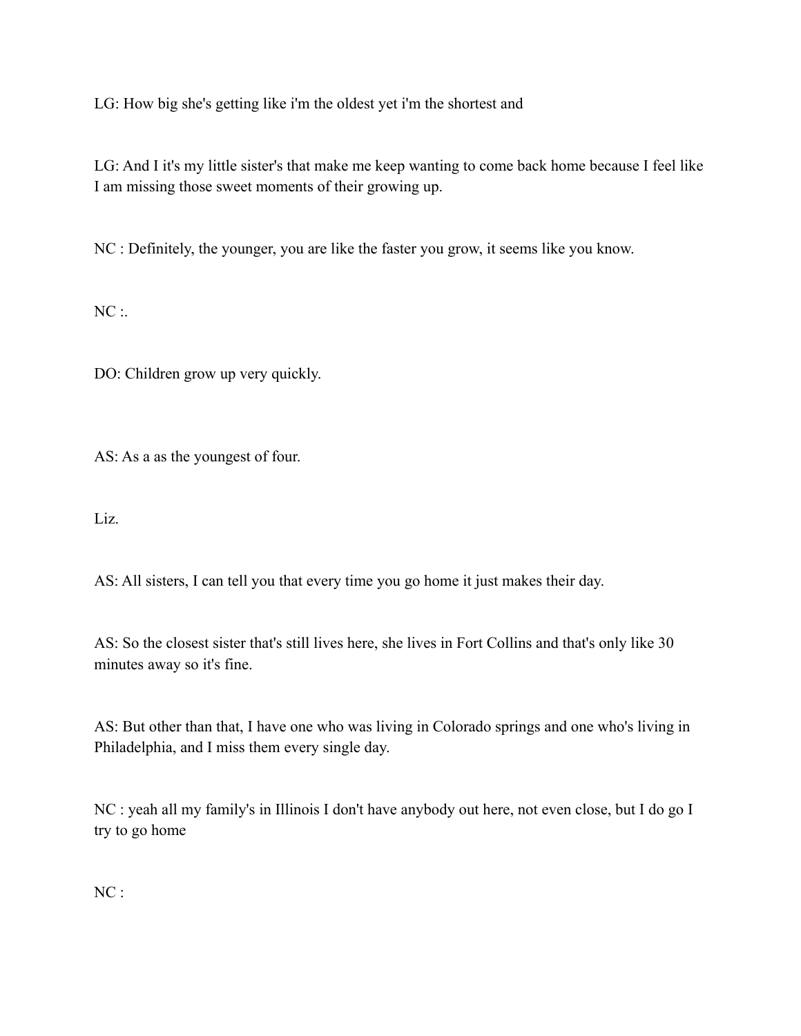LG: How big she's getting like i'm the oldest yet i'm the shortest and

LG: And I it's my little sister's that make me keep wanting to come back home because I feel like I am missing those sweet moments of their growing up.

NC : Definitely, the younger, you are like the faster you grow, it seems like you know.

NC :.

DO: Children grow up very quickly.

AS: As a as the youngest of four.

Liz.

AS: All sisters, I can tell you that every time you go home it just makes their day.

AS: So the closest sister that's still lives here, she lives in Fort Collins and that's only like 30 minutes away so it's fine.

AS: But other than that, I have one who was living in Colorado springs and one who's living in Philadelphia, and I miss them every single day.

NC : yeah all my family's in Illinois I don't have anybody out here, not even close, but I do go I try to go home

NC :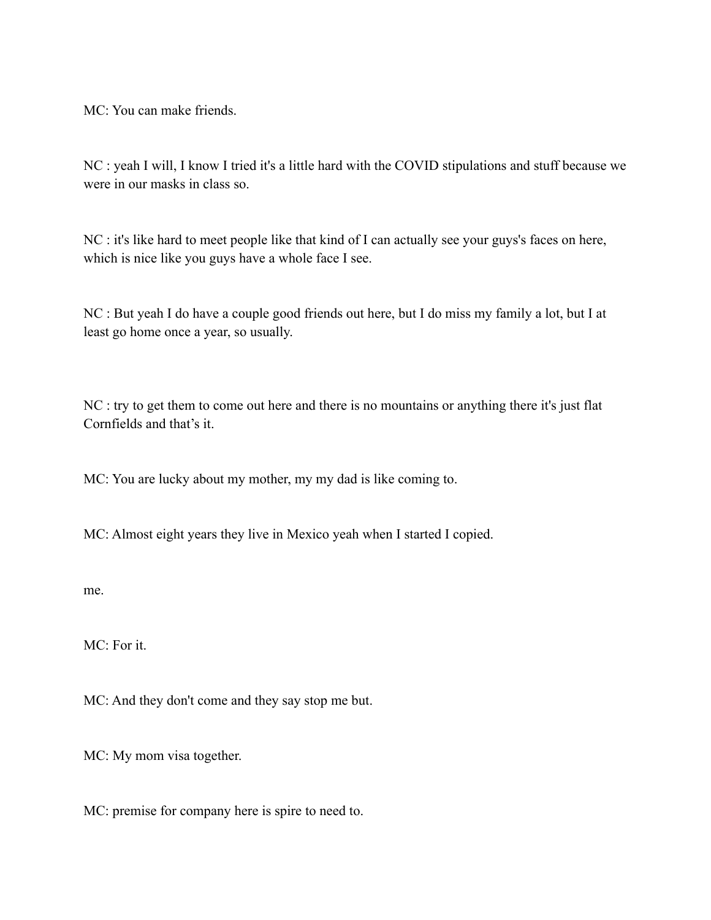MC: You can make friends.

NC : yeah I will, I know I tried it's a little hard with the COVID stipulations and stuff because we were in our masks in class so.

NC : it's like hard to meet people like that kind of I can actually see your guys's faces on here, which is nice like you guys have a whole face I see.

NC : But yeah I do have a couple good friends out here, but I do miss my family a lot, but I at least go home once a year, so usually.

NC : try to get them to come out here and there is no mountains or anything there it's just flat Cornfields and that's it.

MC: You are lucky about my mother, my my dad is like coming to.

MC: Almost eight years they live in Mexico yeah when I started I copied.

me.

MC: For it.

MC: And they don't come and they say stop me but.

MC: My mom visa together.

MC: premise for company here is spire to need to.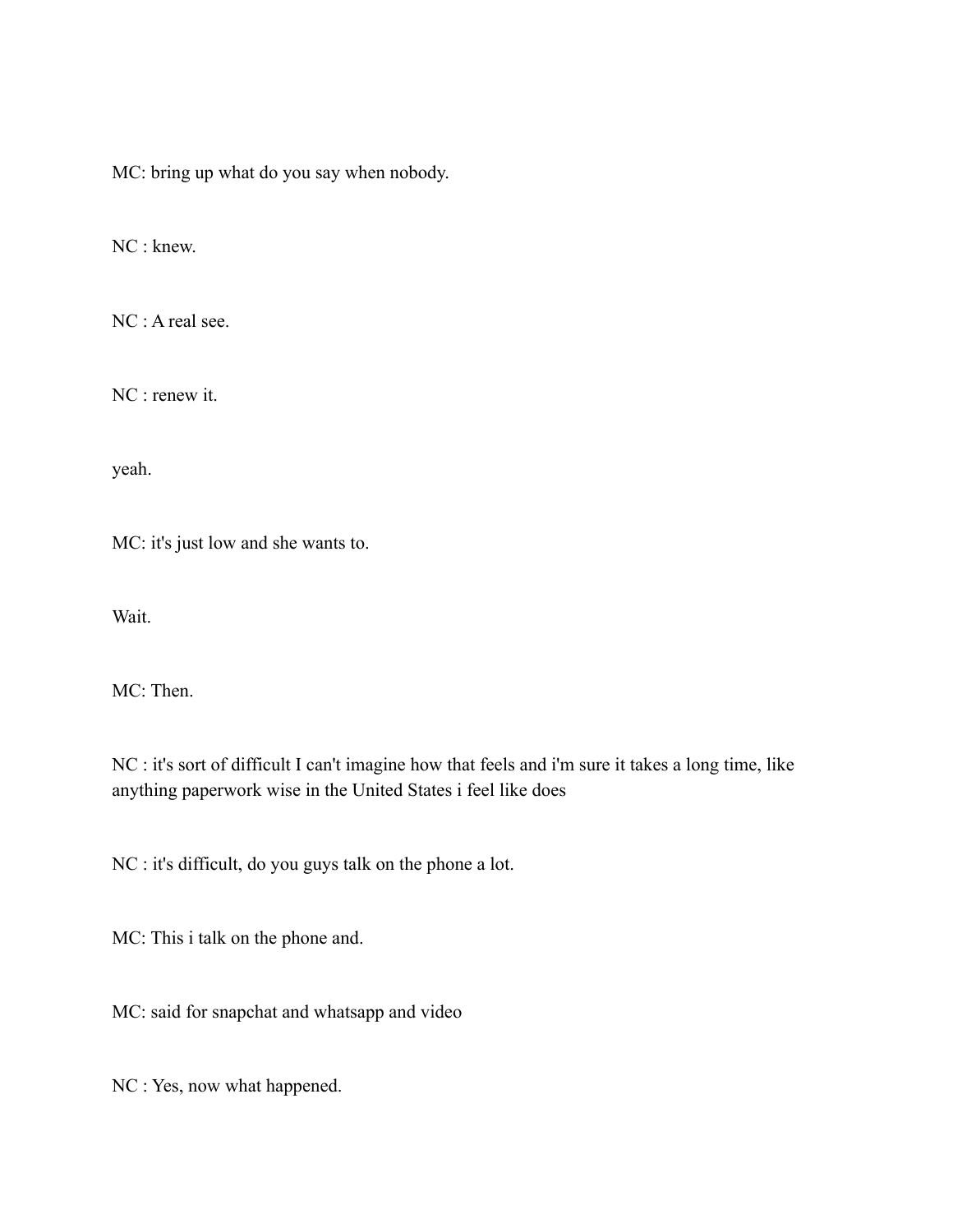MC: bring up what do you say when nobody.

NC : knew.

NC : A real see.

NC : renew it.

yeah.

MC: it's just low and she wants to.

Wait.

MC: Then.

NC : it's sort of difficult I can't imagine how that feels and i'm sure it takes a long time, like anything paperwork wise in the United States i feel like does

NC : it's difficult, do you guys talk on the phone a lot.

MC: This i talk on the phone and.

MC: said for snapchat and whatsapp and video

NC : Yes, now what happened.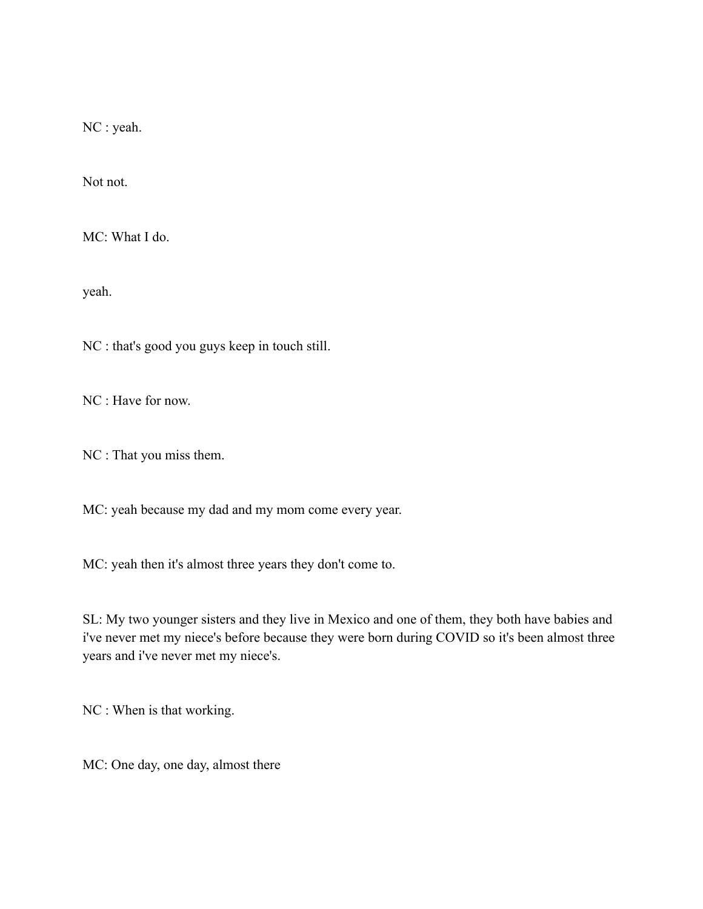NC : yeah.

Not not.

MC: What I do.

yeah.

NC : that's good you guys keep in touch still.

NC : Have for now.

NC : That you miss them.

MC: yeah because my dad and my mom come every year.

MC: yeah then it's almost three years they don't come to.

SL: My two younger sisters and they live in Mexico and one of them, they both have babies and i've never met my niece's before because they were born during COVID so it's been almost three years and i've never met my niece's.

NC : When is that working.

MC: One day, one day, almost there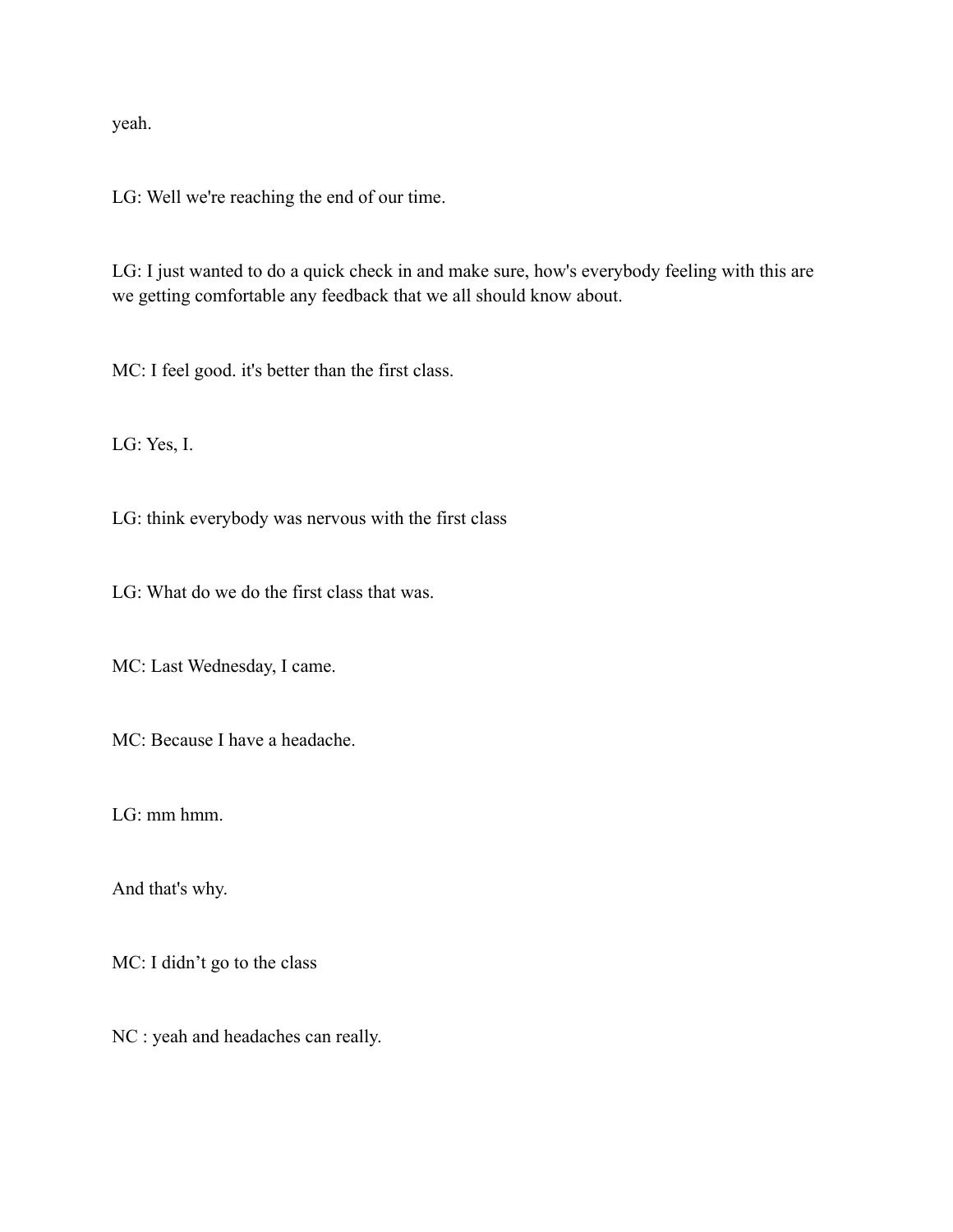yeah.

LG: Well we're reaching the end of our time.

LG: I just wanted to do a quick check in and make sure, how's everybody feeling with this are we getting comfortable any feedback that we all should know about.

MC: I feel good. it's better than the first class.

LG: Yes, I.

LG: think everybody was nervous with the first class

LG: What do we do the first class that was.

MC: Last Wednesday, I came.

MC: Because I have a headache.

LG: mm hmm.

And that's why.

MC: I didn’t go to the class

NC : yeah and headaches can really.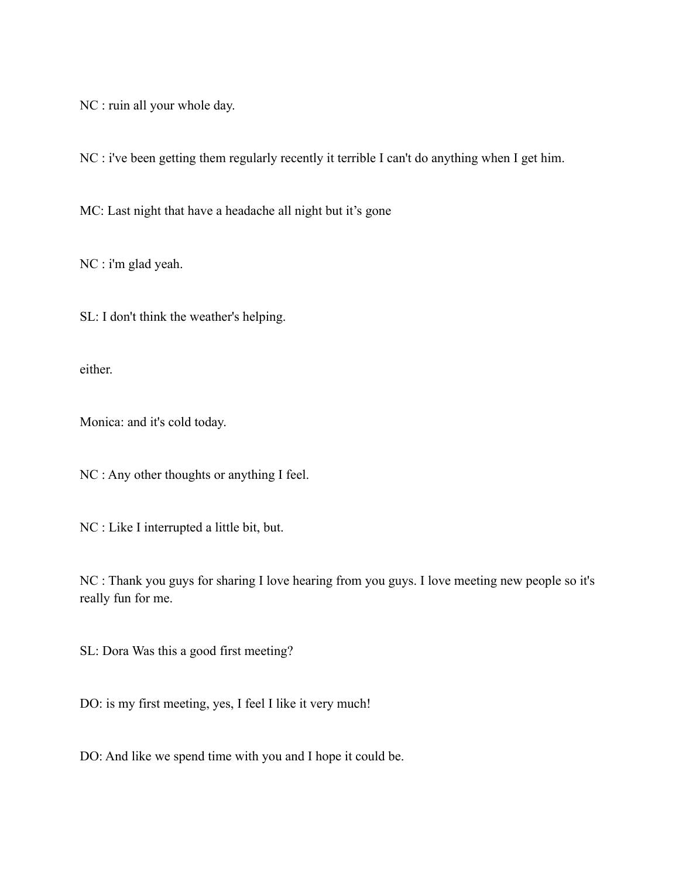NC : ruin all your whole day.

NC : i've been getting them regularly recently it terrible I can't do anything when I get him.

MC: Last night that have a headache all night but it's gone

NC : i'm glad yeah.

SL: I don't think the weather's helping.

either.

Monica: and it's cold today.

NC : Any other thoughts or anything I feel.

NC : Like I interrupted a little bit, but.

NC : Thank you guys for sharing I love hearing from you guys. I love meeting new people so it's really fun for me.

SL: Dora Was this a good first meeting?

DO: is my first meeting, yes, I feel I like it very much!

DO: And like we spend time with you and I hope it could be.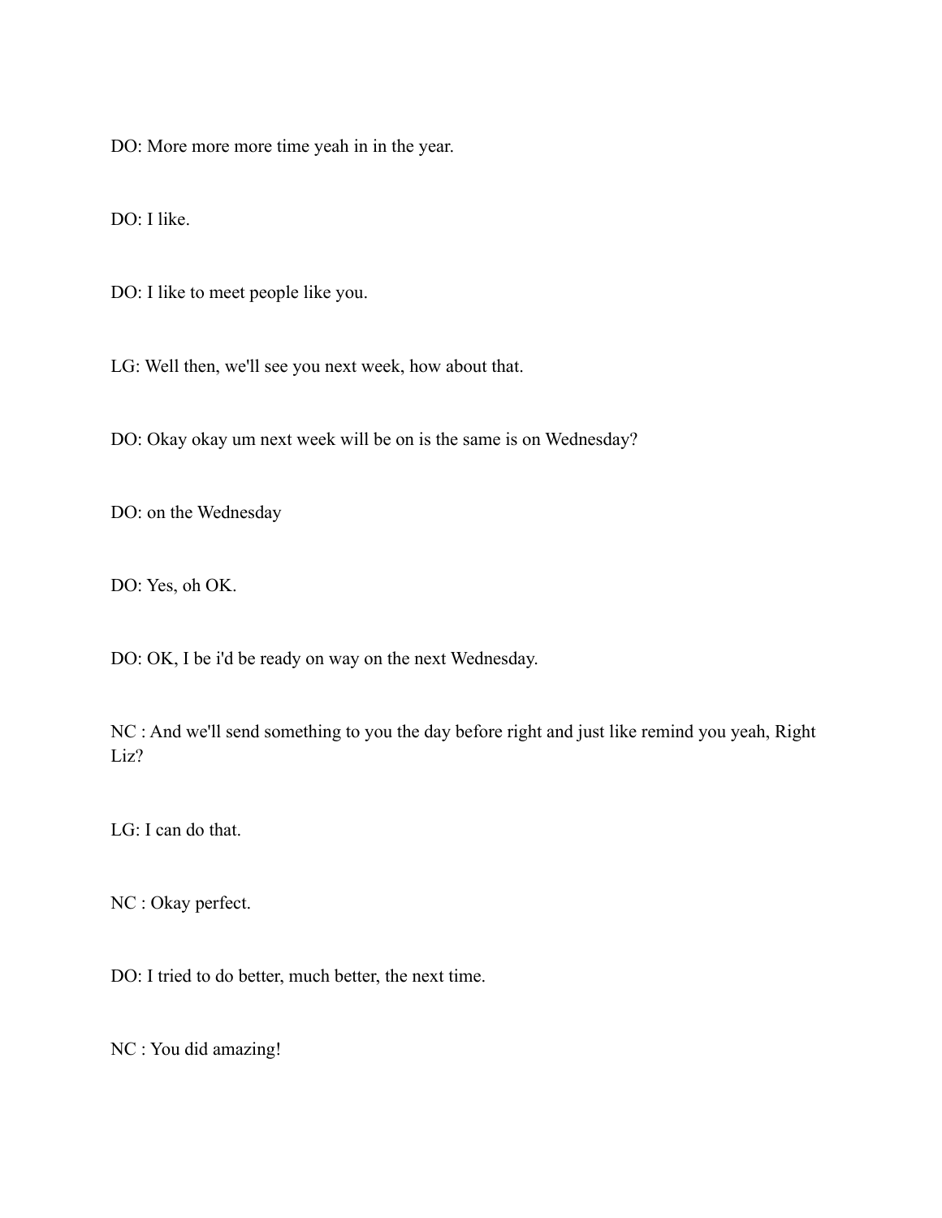DO: More more more time yeah in in the year.

DO: I like.

DO: I like to meet people like you.

LG: Well then, we'll see you next week, how about that.

DO: Okay okay um next week will be on is the same is on Wednesday?

DO: on the Wednesday

DO: Yes, oh OK.

DO: OK, I be i'd be ready on way on the next Wednesday.

NC : And we'll send something to you the day before right and just like remind you yeah, Right Liz?

LG: I can do that.

NC : Okay perfect.

DO: I tried to do better, much better, the next time.

NC : You did amazing!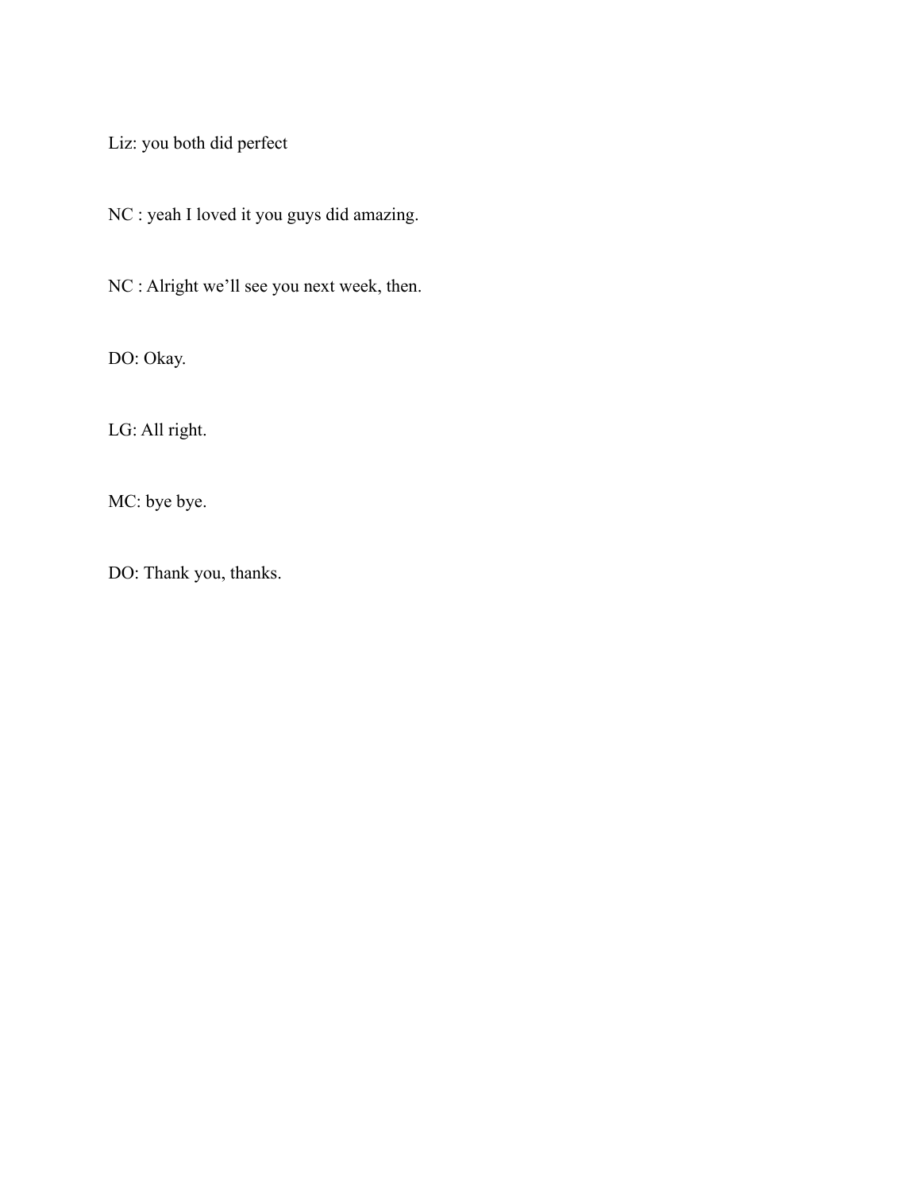Liz: you both did perfect

NC : yeah I loved it you guys did amazing.

NC : Alright we'll see you next week, then.

DO: Okay.

LG: All right.

MC: bye bye.

DO: Thank you, thanks.